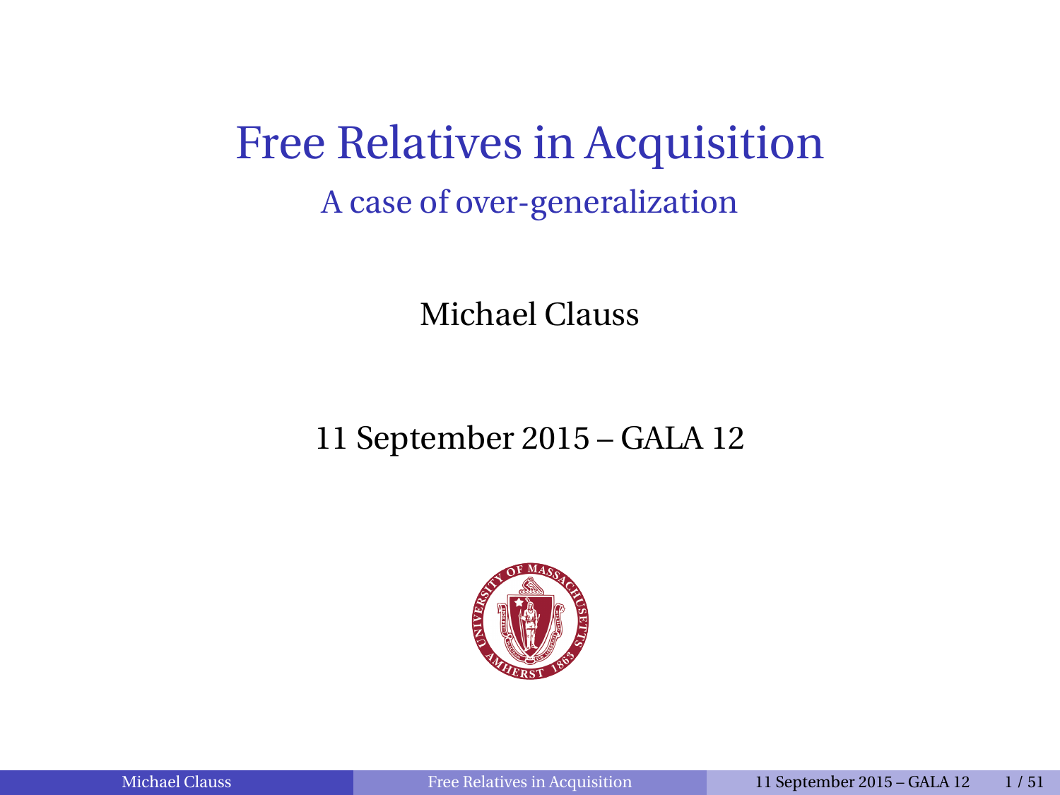# Free Relatives in Acquisition

## A case of over-generalization

Michael Clauss

11 September 2015 – GALA 12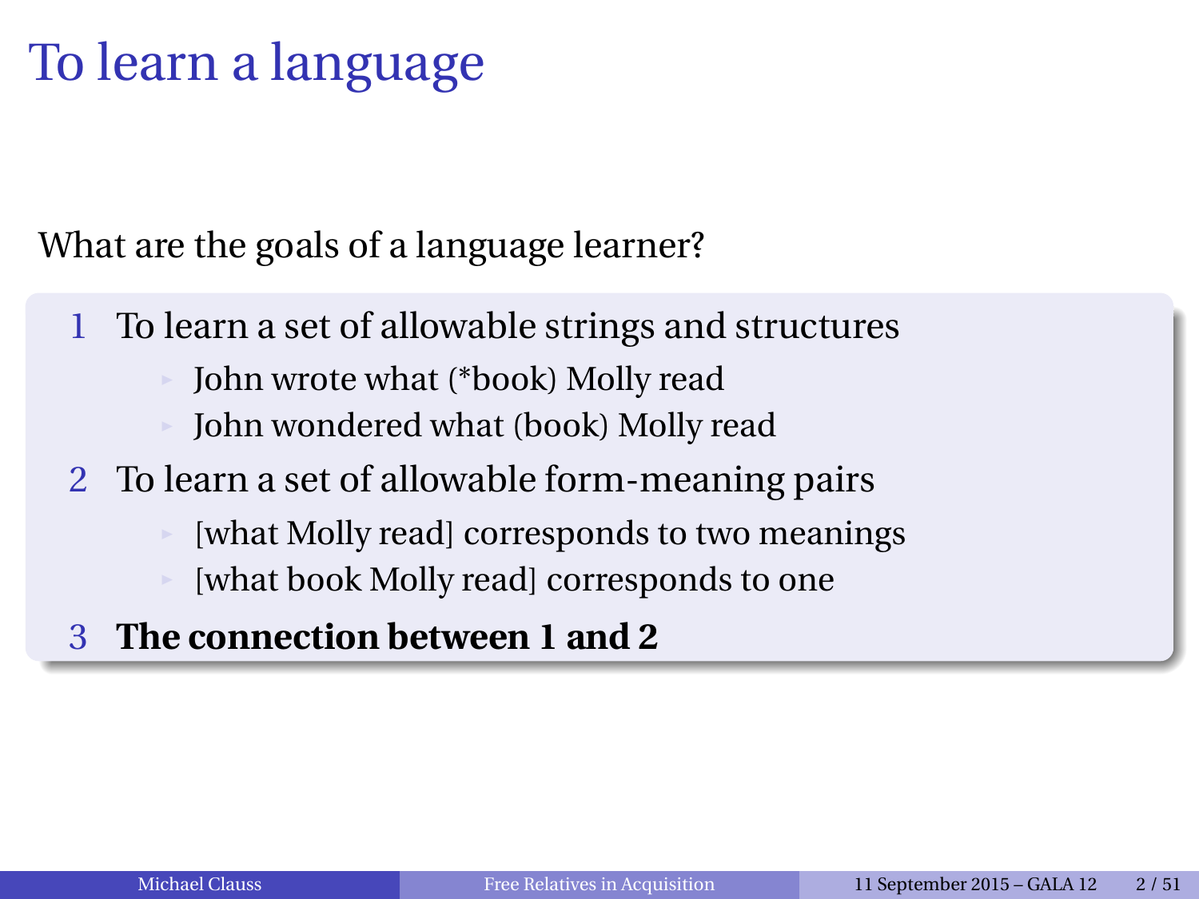# To learn a language

What are the goals of a language learner?

1. To learn a set of allowable strings and structures
   - John wrote what (*book) Molly read
   - John wondered what (book) Molly read
2. To learn a set of allowable form-meaning pairs
   - [what Molly read] corresponds to two meanings
   - [what book Molly read] corresponds to one
3. **The connection between 1 and 2**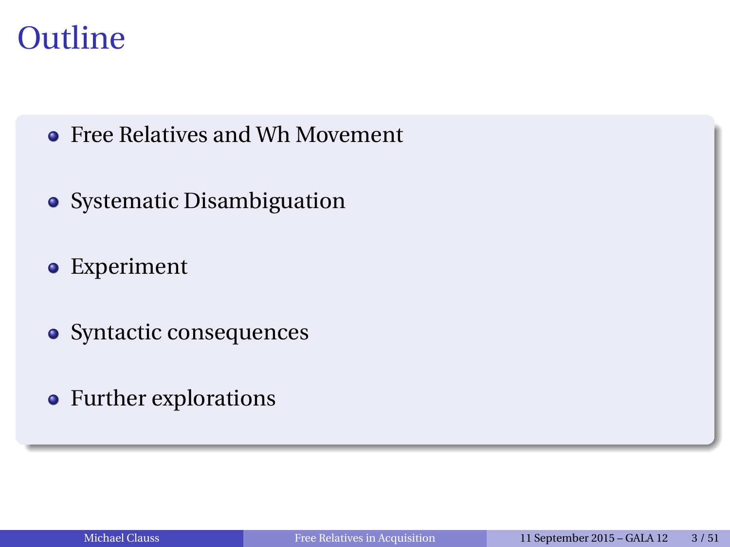# Outline

- Free Relatives and Wh Movement
- Systematic Disambiguation
- Experiment
- Syntactic consequences
- Further explorations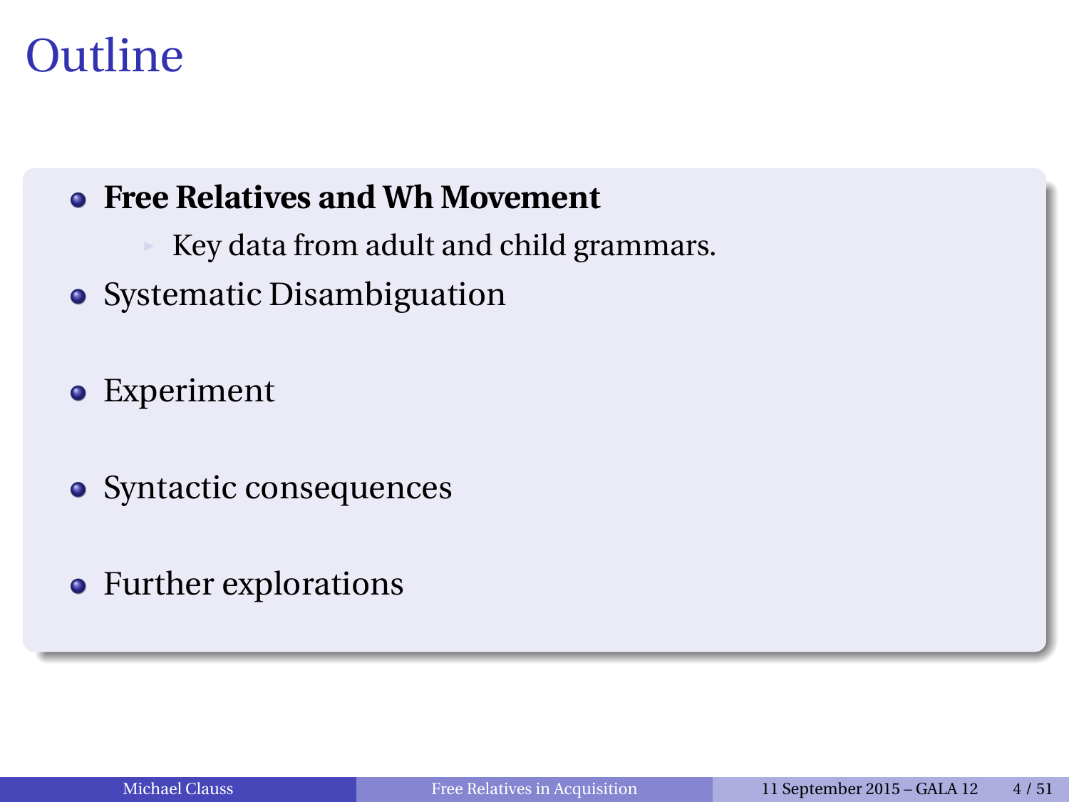# Outline

- **Free Relatives and Wh Movement**
  - Key data from adult and child grammars.
- Systematic Disambiguation
- Experiment
- Syntactic consequences
- Further explorations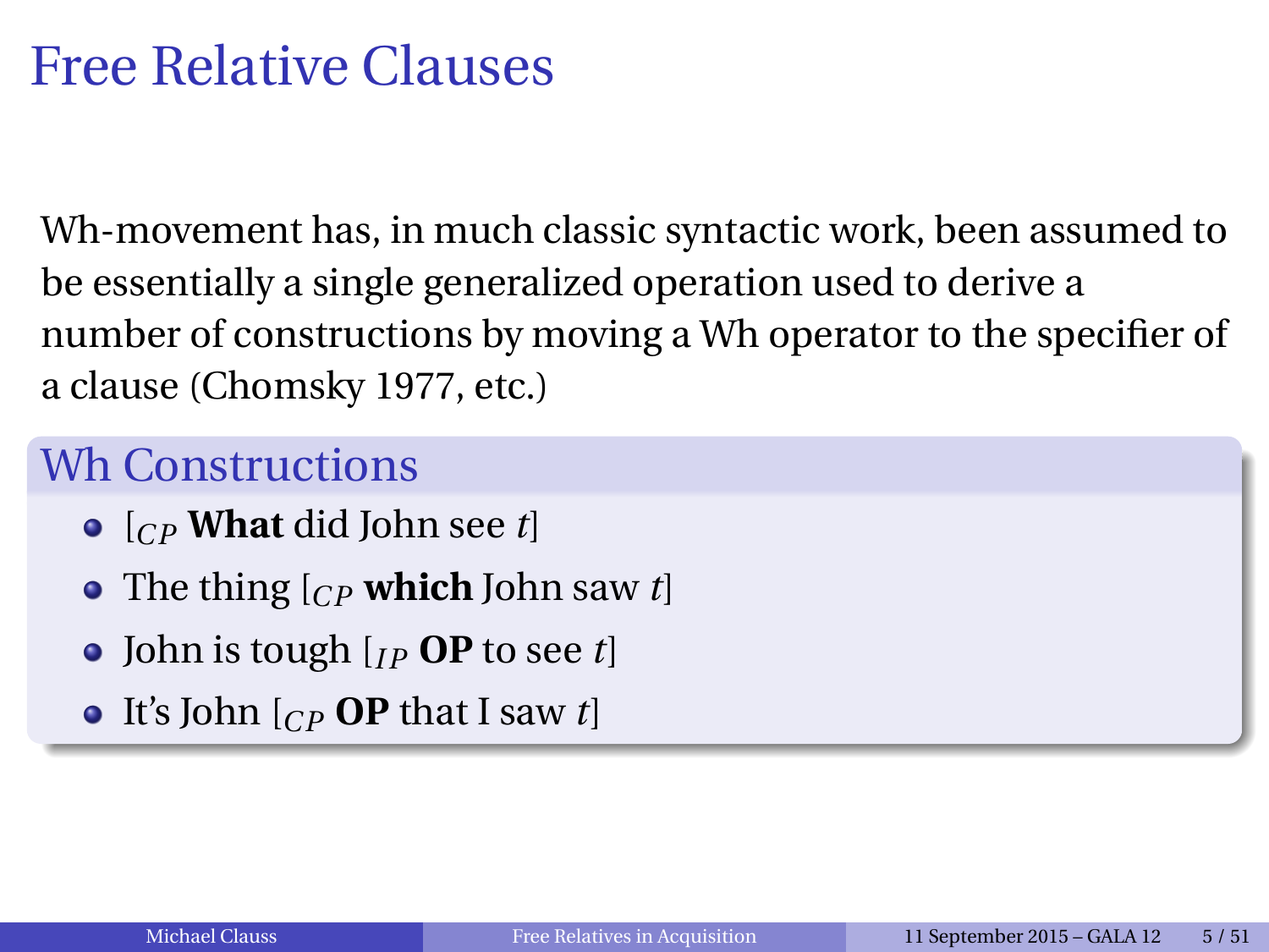# Free Relative Clauses

Wh-movement has, in much classic syntactic work, been assumed to be essentially a single generalized operation used to derive a number of constructions by moving a Wh operator to the specifier of a clause (Chomsky 1977, etc.)

## Wh Constructions

- [$_{CP}$ **What** did John see *t*]
- The thing [$_{CP}$ **which** John saw *t*]
- John is tough [$_{IP}$ **OP** to see *t*]
- It's John [$_{CP}$ **OP** that I saw *t*]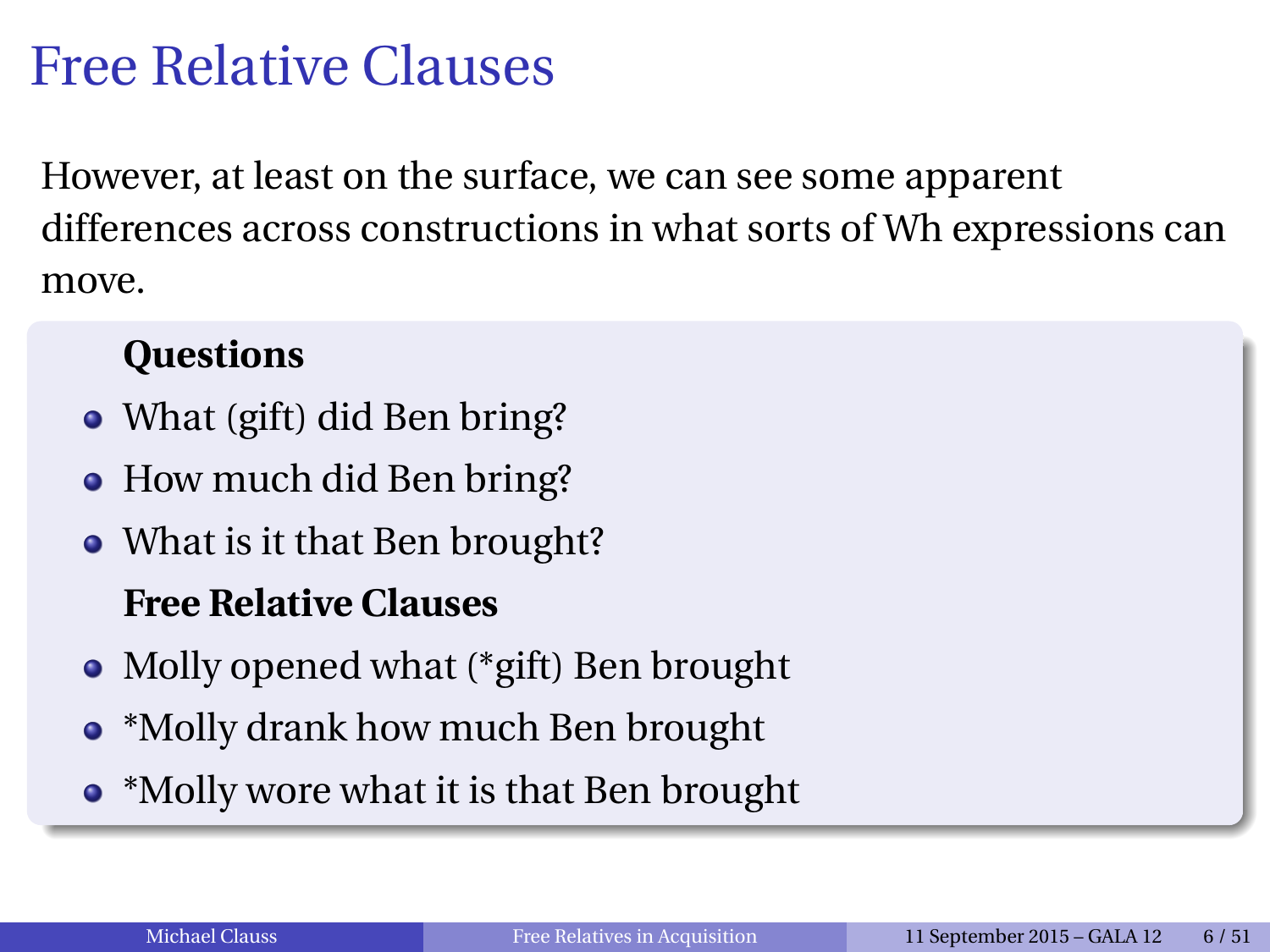# Free Relative Clauses

However, at least on the surface, we can see some apparent differences across constructions in what sorts of Wh expressions can move.

**Questions**

- What (gift) did Ben bring?
- How much did Ben bring?
- What is it that Ben brought?

**Free Relative Clauses**

- Molly opened what (*gift) Ben brought
- *Molly drank how much Ben brought
- *Molly wore what it is that Ben brought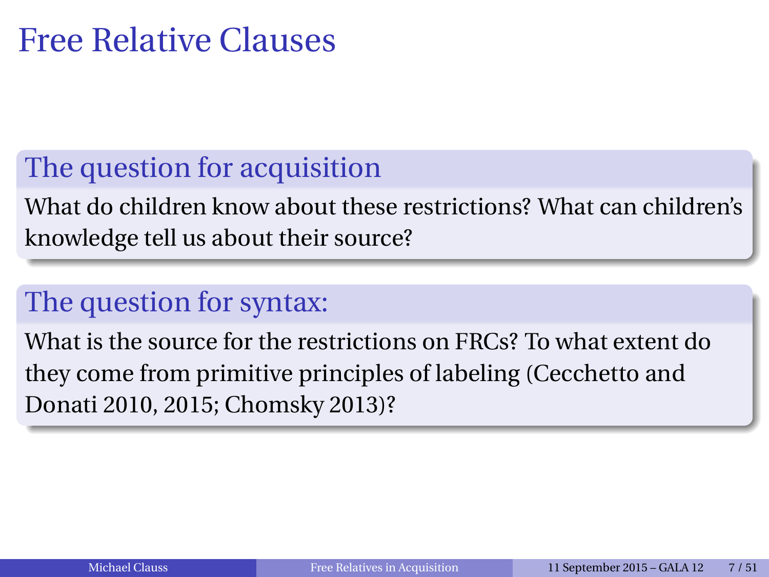# Free Relative Clauses

## The question for acquisition

What do children know about these restrictions? What can children's knowledge tell us about their source?

## The question for syntax:

What is the source for the restrictions on FRCs? To what extent do they come from primitive principles of labeling (Cecchetto and Donati 2010, 2015; Chomsky 2013)?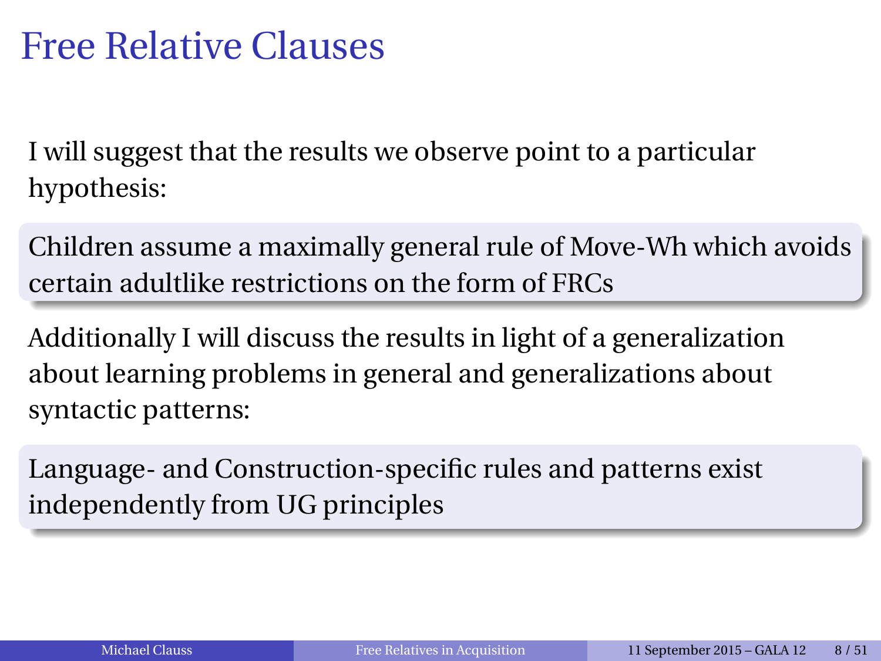# Free Relative Clauses

I will suggest that the results we observe point to a particular hypothesis:

> Children assume a maximally general rule of Move-Wh which avoids certain adultlike restrictions on the form of FRCs

Additionally I will discuss the results in light of a generalization about learning problems in general and generalizations about syntactic patterns:

> Language- and Construction-specific rules and patterns exist independently from UG principles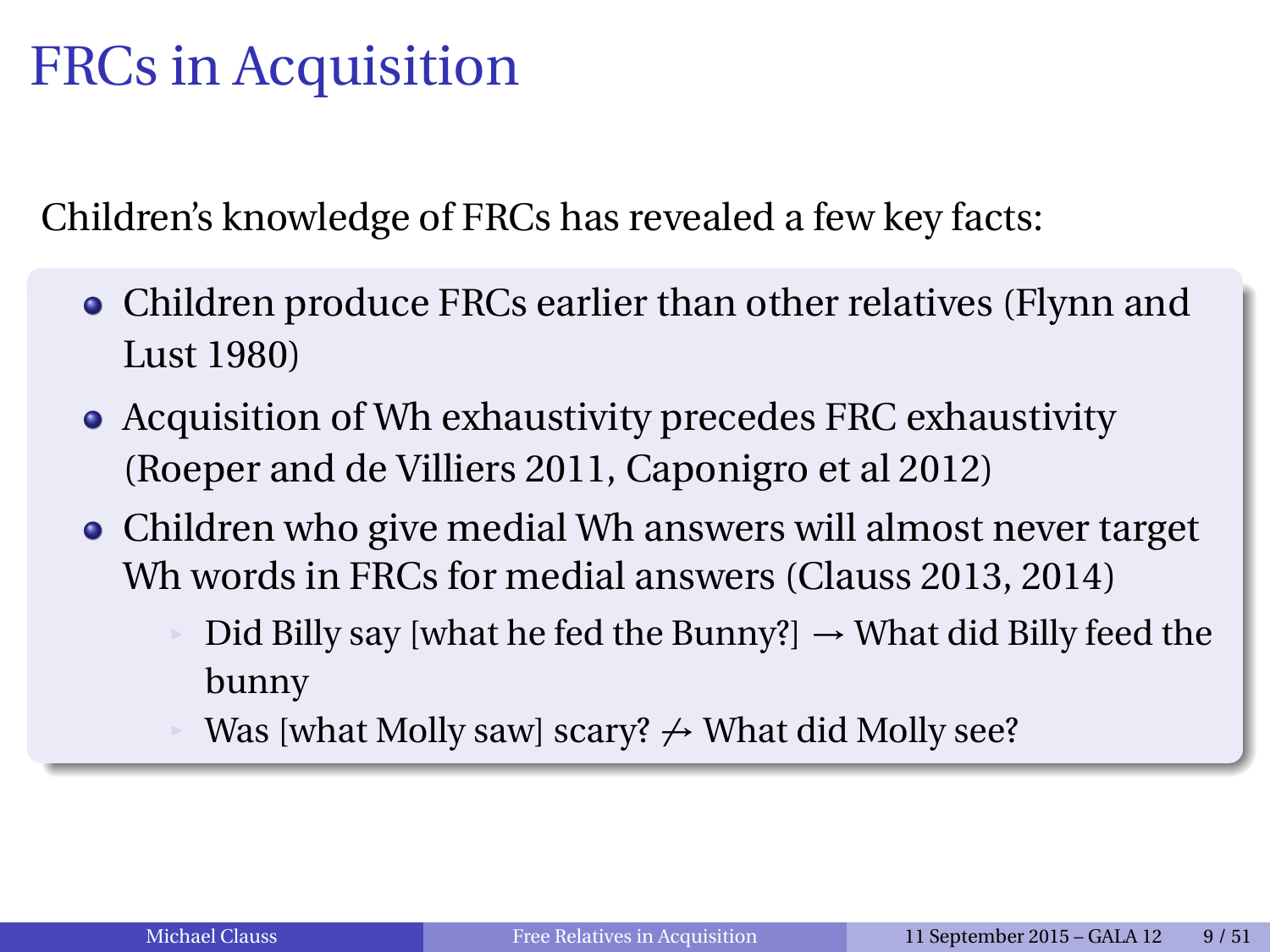# FRCs in Acquisition

Children's knowledge of FRCs has revealed a few key facts:

- Children produce FRCs earlier than other relatives (Flynn and Lust 1980)
- Acquisition of Wh exhaustivity precedes FRC exhaustivity (Roeper and de Villiers 2011, Caponigro et al 2012)
- Children who give medial Wh answers will almost never target Wh words in FRCs for medial answers (Clauss 2013, 2014)
  - Did Billy say [what he fed the Bunny?] → What did Billy feed the bunny
  - Was [what Molly saw] scary? $\not\rightarrow$ What did Molly see?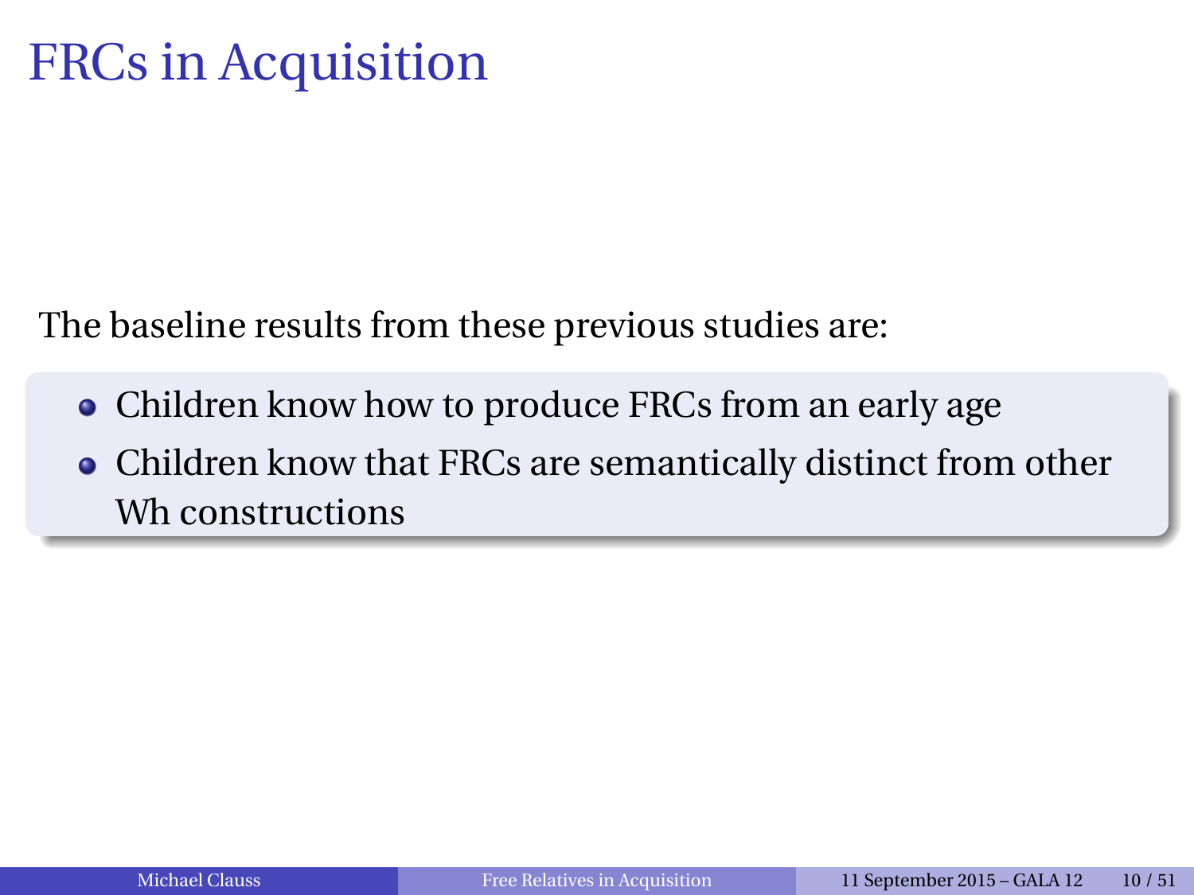# FRCs in Acquisition

The baseline results from these previous studies are:

- Children know how to produce FRCs from an early age
- Children know that FRCs are semantically distinct from other Wh constructions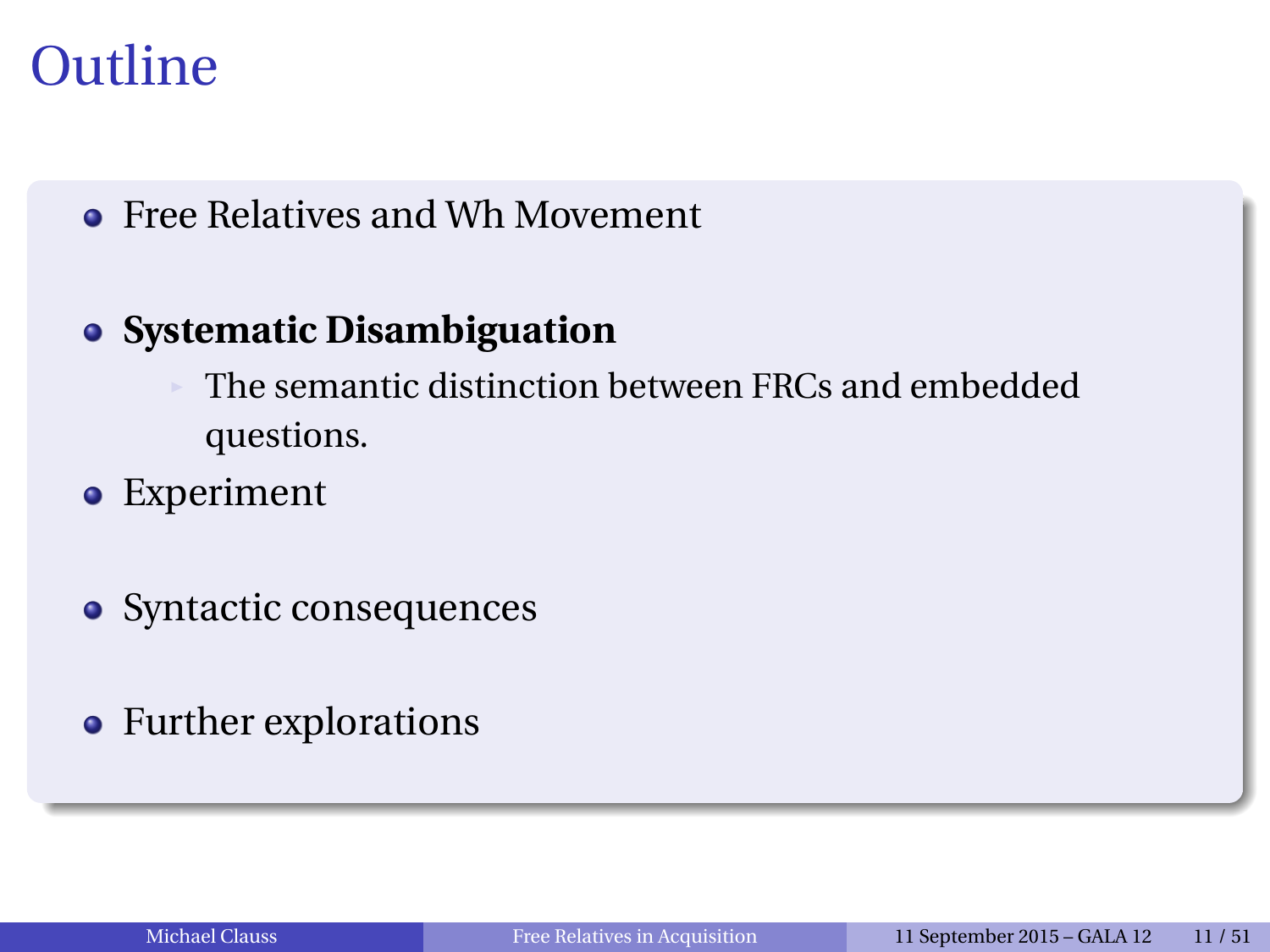# Outline

- Free Relatives and Wh Movement
- **Systematic Disambiguation**
  - The semantic distinction between FRCs and embedded questions.
- Experiment
- Syntactic consequences
- Further explorations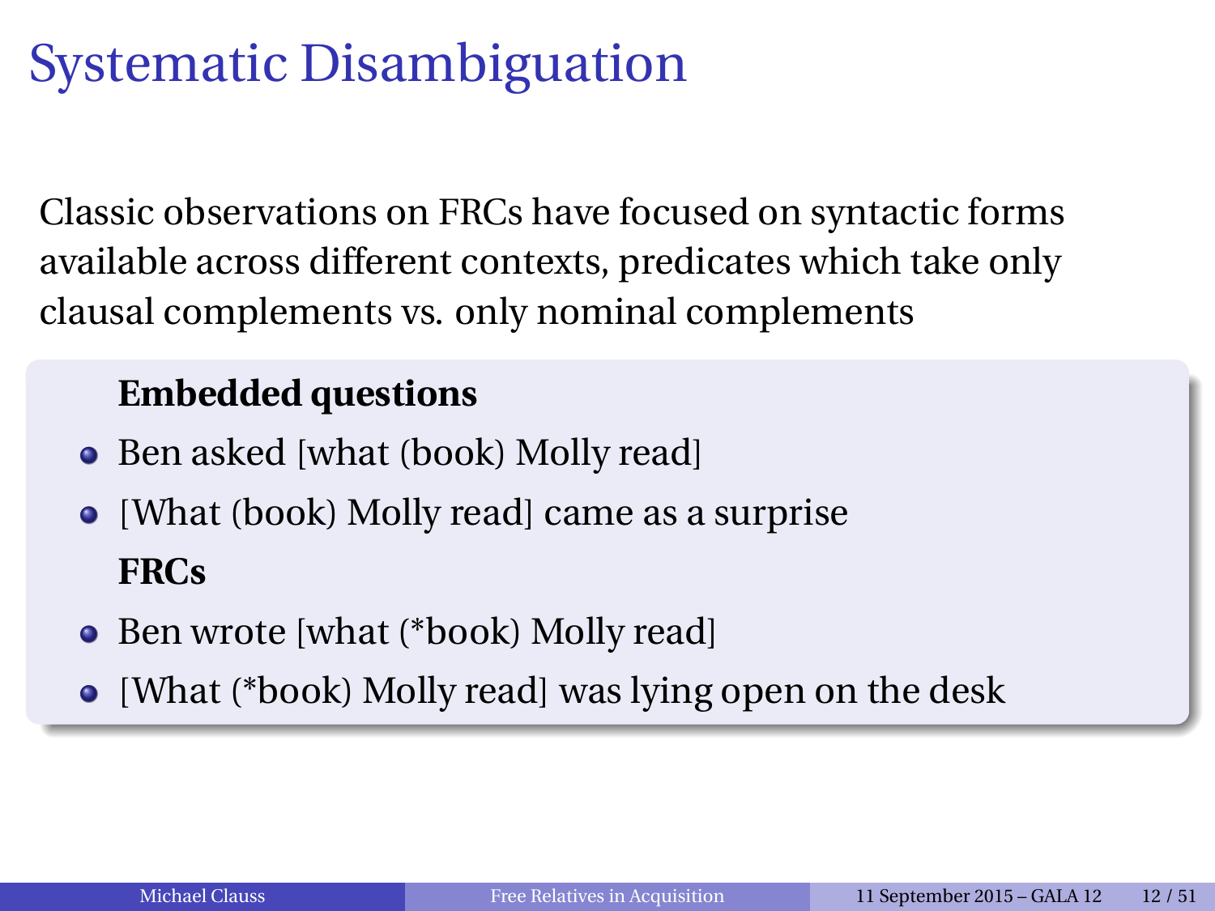# Systematic Disambiguation

Classic observations on FRCs have focused on syntactic forms available across different contexts, predicates which take only clausal complements vs. only nominal complements

**Embedded questions**

- Ben asked [what (book) Molly read]
- [What (book) Molly read] came as a surprise

**FRCs**

- Ben wrote [what (*book) Molly read]
- [What (*book) Molly read] was lying open on the desk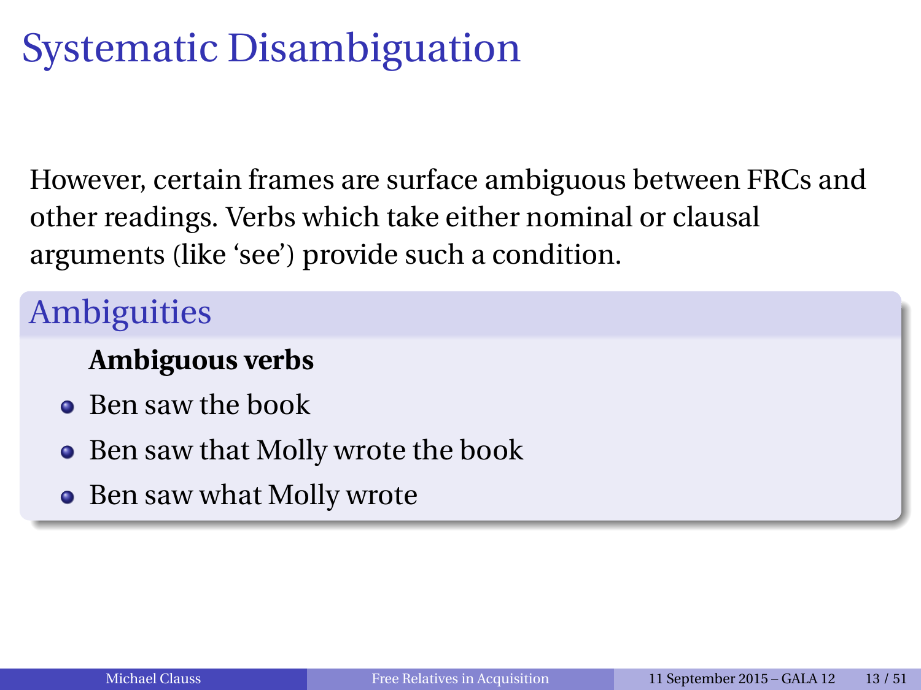# Systematic Disambiguation

However, certain frames are surface ambiguous between FRCs and other readings. Verbs which take either nominal or clausal arguments (like ‘see’) provide such a condition.

## Ambiguities

**Ambiguous verbs**

- Ben saw the book
- Ben saw that Molly wrote the book
- Ben saw what Molly wrote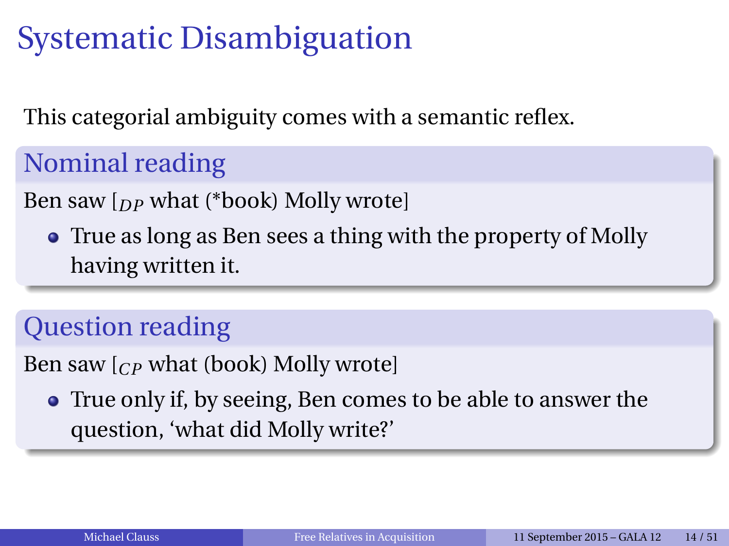# Systematic Disambiguation

This categorial ambiguity comes with a semantic reflex.

## Nominal reading

Ben saw [$_{DP}$ what (*book) Molly wrote]

- True as long as Ben sees a thing with the property of Molly having written it.

## Question reading

Ben saw [$_{CP}$ what (book) Molly wrote]

- True only if, by seeing, Ben comes to be able to answer the question, 'what did Molly write?'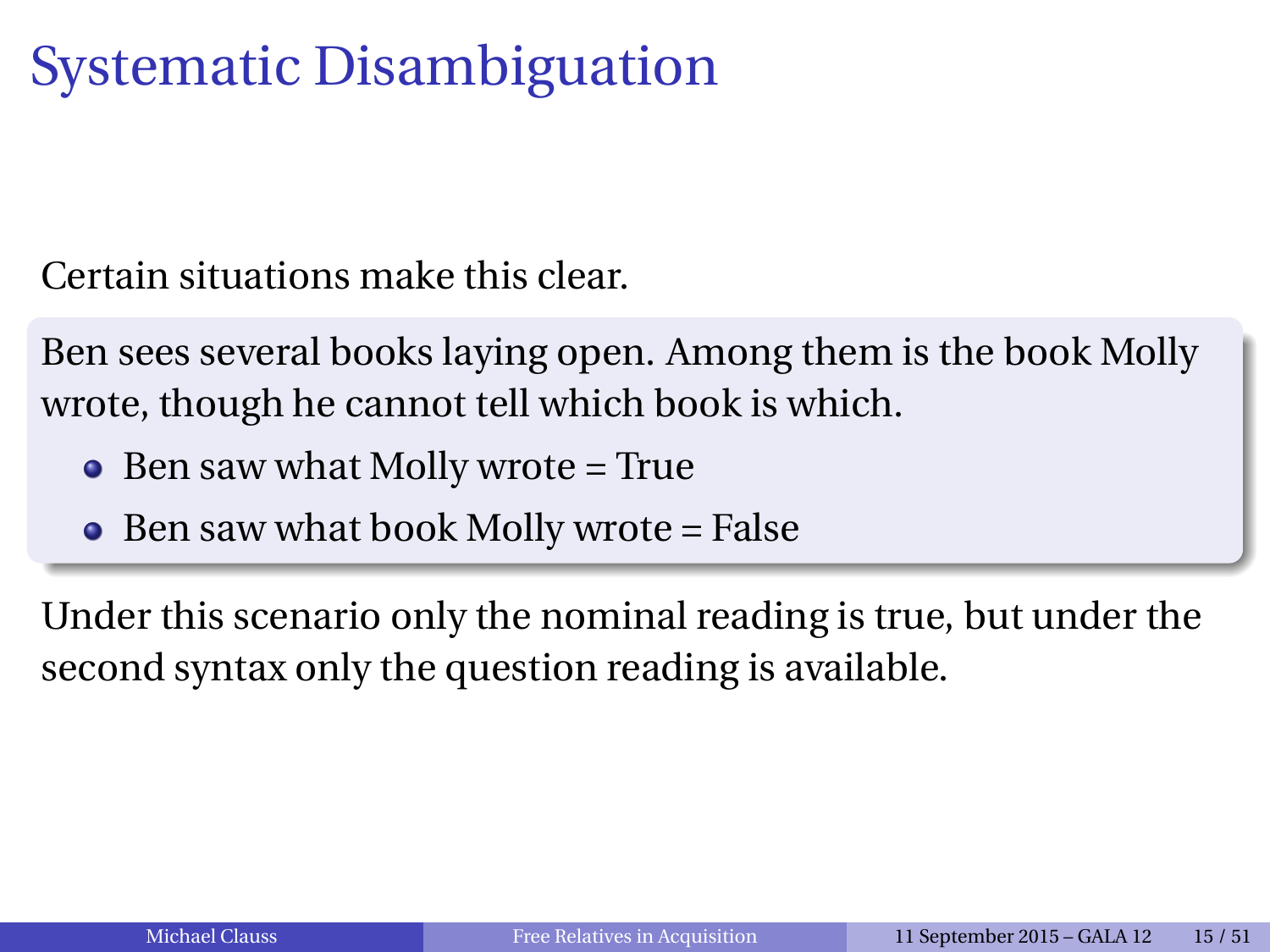# Systematic Disambiguation

Certain situations make this clear.

Ben sees several books laying open. Among them is the book Molly wrote, though he cannot tell which book is which.

- Ben saw what Molly wrote = True
- Ben saw what book Molly wrote = False

Under this scenario only the nominal reading is true, but under the second syntax only the question reading is available.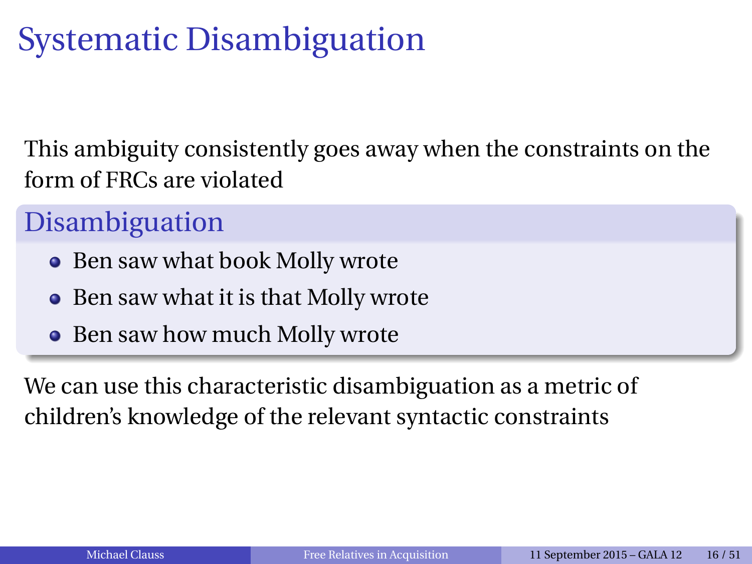# Systematic Disambiguation

This ambiguity consistently goes away when the constraints on the form of FRCs are violated

## Disambiguation

- Ben saw what book Molly wrote
- Ben saw what it is that Molly wrote
- Ben saw how much Molly wrote

We can use this characteristic disambiguation as a metric of children's knowledge of the relevant syntactic constraints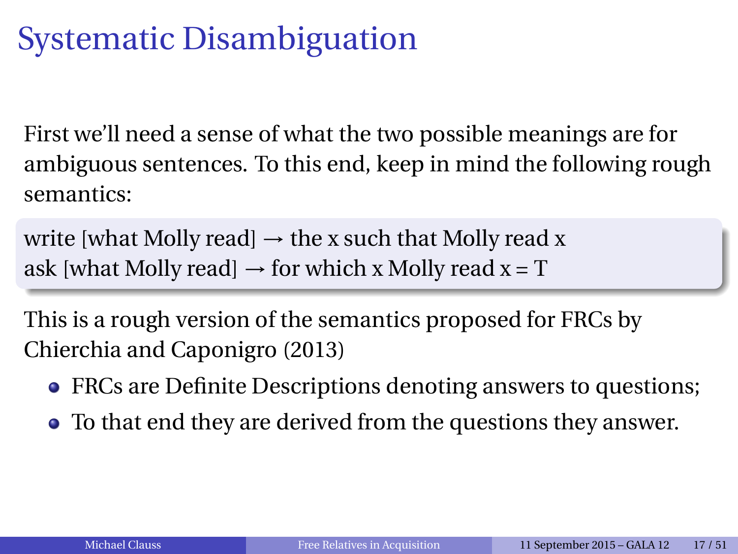# Systematic Disambiguation

First we'll need a sense of what the two possible meanings are for ambiguous sentences. To this end, keep in mind the following rough semantics:

write [what Molly read] → the x such that Molly read x
ask [what Molly read] → for which x Molly read x = T

This is a rough version of the semantics proposed for FRCs by Chierchia and Caponigro (2013)

- FRCs are Definite Descriptions denoting answers to questions;
- To that end they are derived from the questions they answer.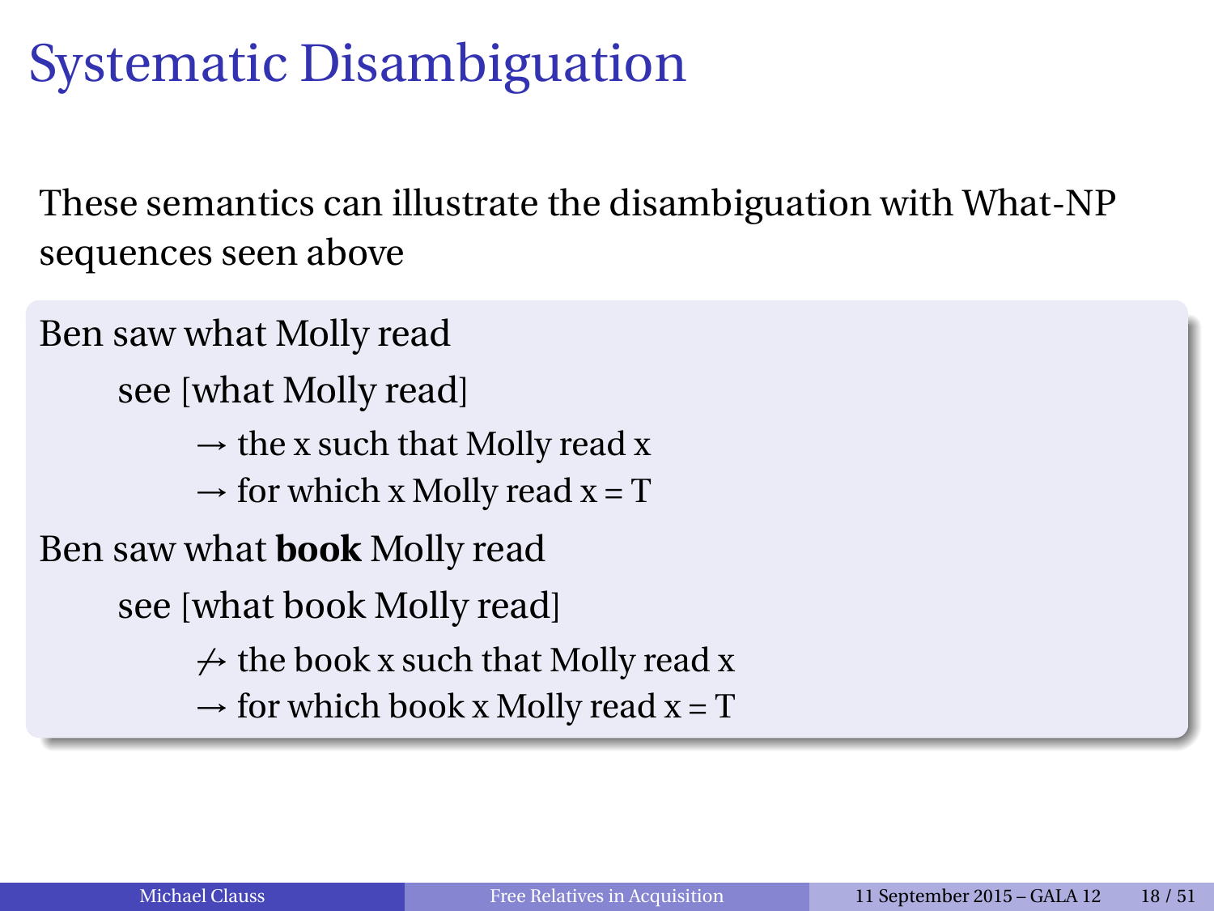# Systematic Disambiguation

These semantics can illustrate the disambiguation with What-NP sequences seen above

Ben saw what Molly read

- see [what Molly read]
  - → the x such that Molly read x
  - → for which x Molly read x = T

Ben saw what **book** Molly read

- see [what book Molly read]
  - ↛ the book x such that Molly read x
  - → for which book x Molly read x = T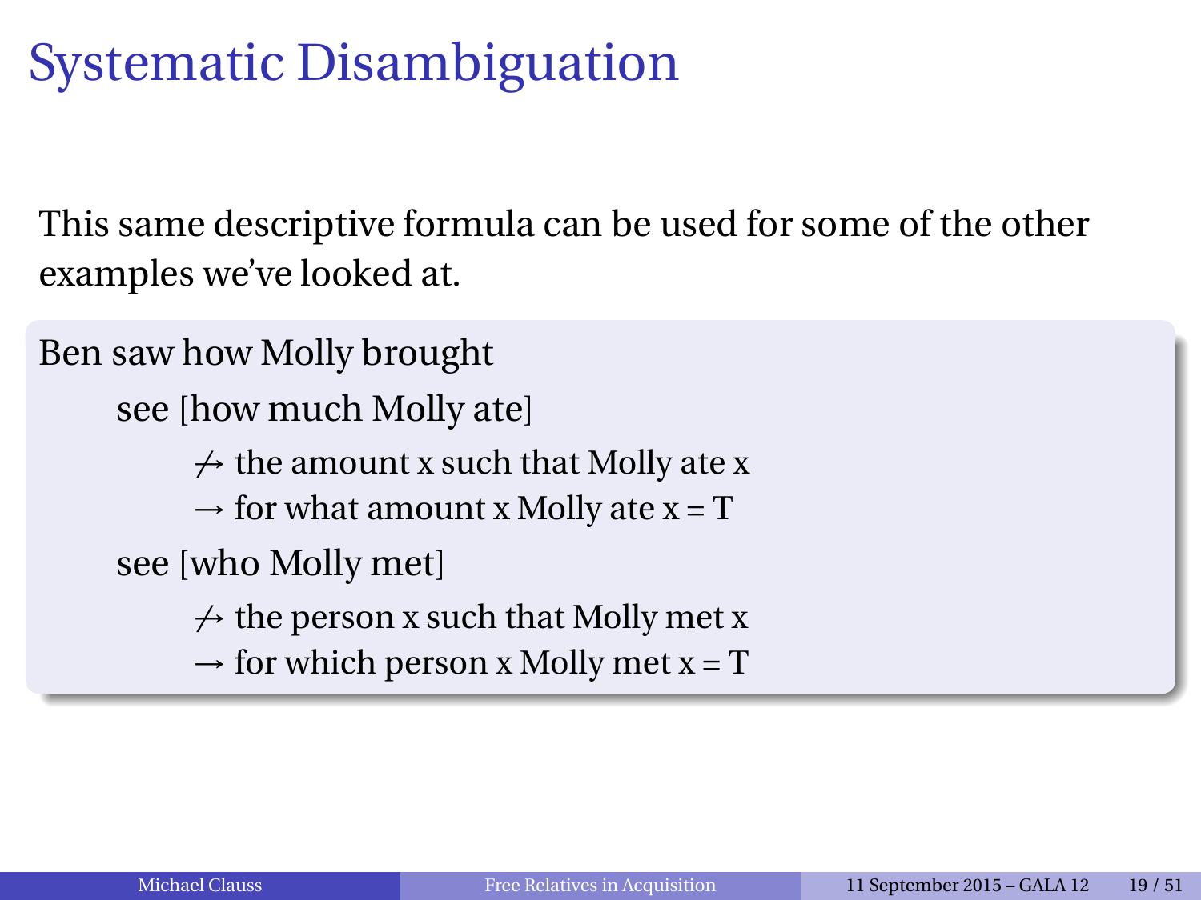# Systematic Disambiguation

This same descriptive formula can be used for some of the other examples we've looked at.

Ben saw how Molly brought

- see [how much Molly ate]
  - $\not\rightarrow$ the amount x such that Molly ate x
  - $\rightarrow$ for what amount x Molly ate x = T
- see [who Molly met]
  - $\not\rightarrow$ the person x such that Molly met x
  - $\rightarrow$ for which person x Molly met x = T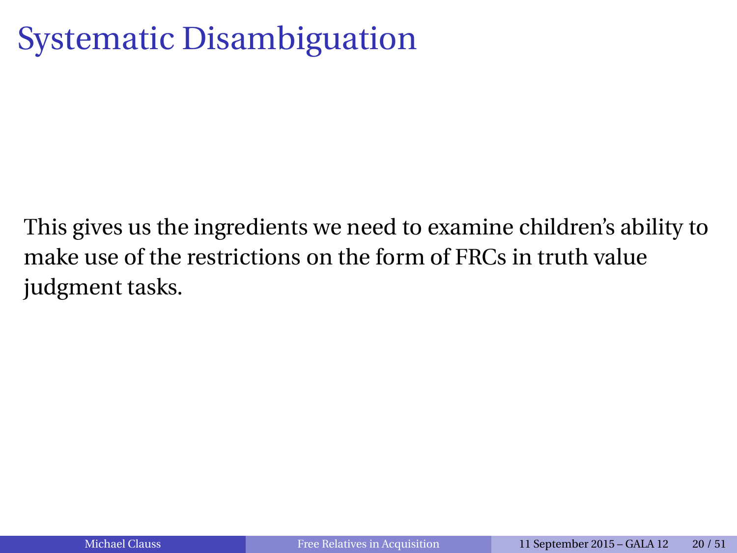# Systematic Disambiguation

This gives us the ingredients we need to examine children's ability to make use of the restrictions on the form of FRCs in truth value judgment tasks.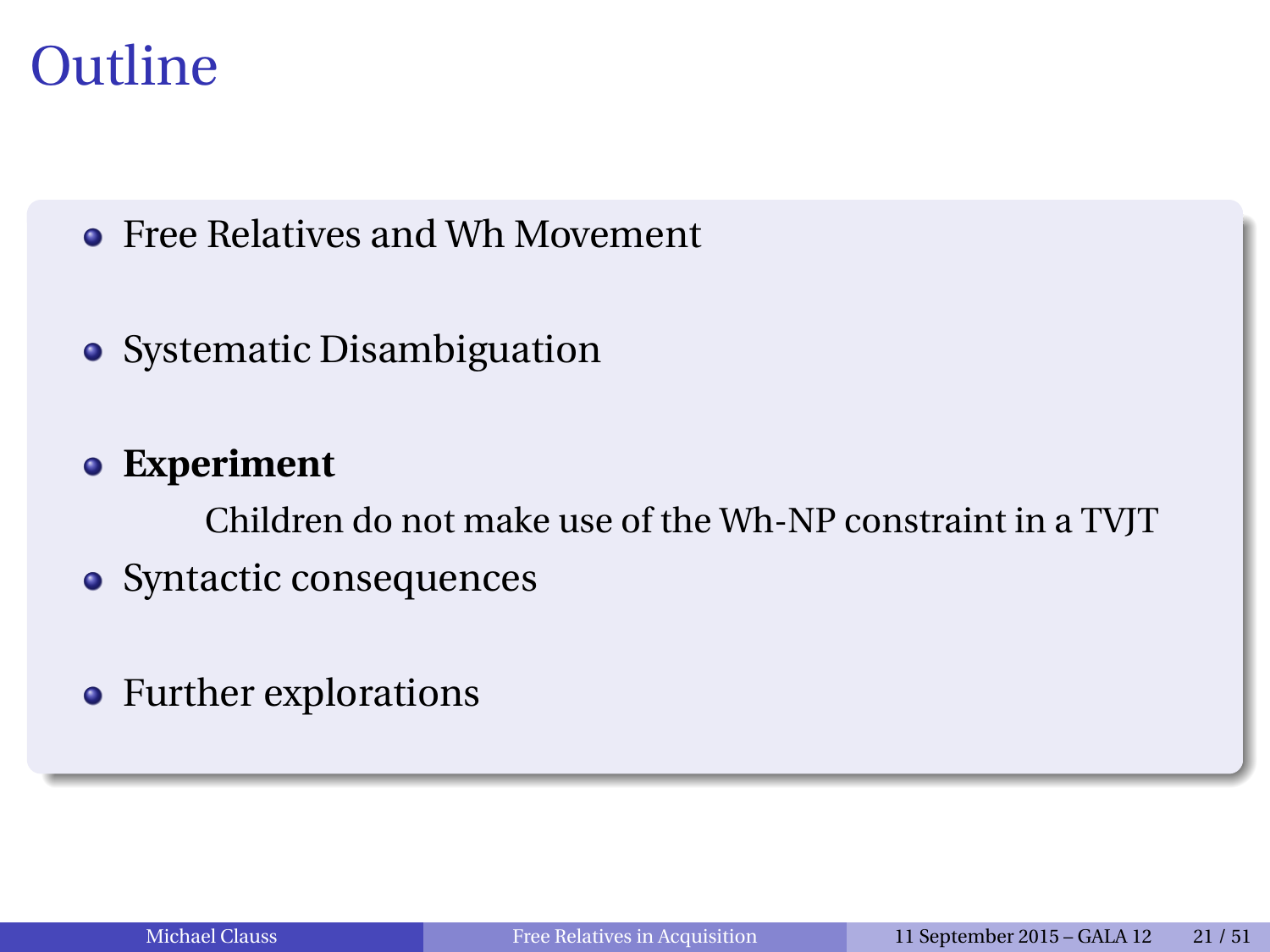# Outline

- Free Relatives and Wh Movement
- Systematic Disambiguation
- **Experiment**

  Children do not make use of the Wh-NP constraint in a TVJT
- Syntactic consequences
- Further explorations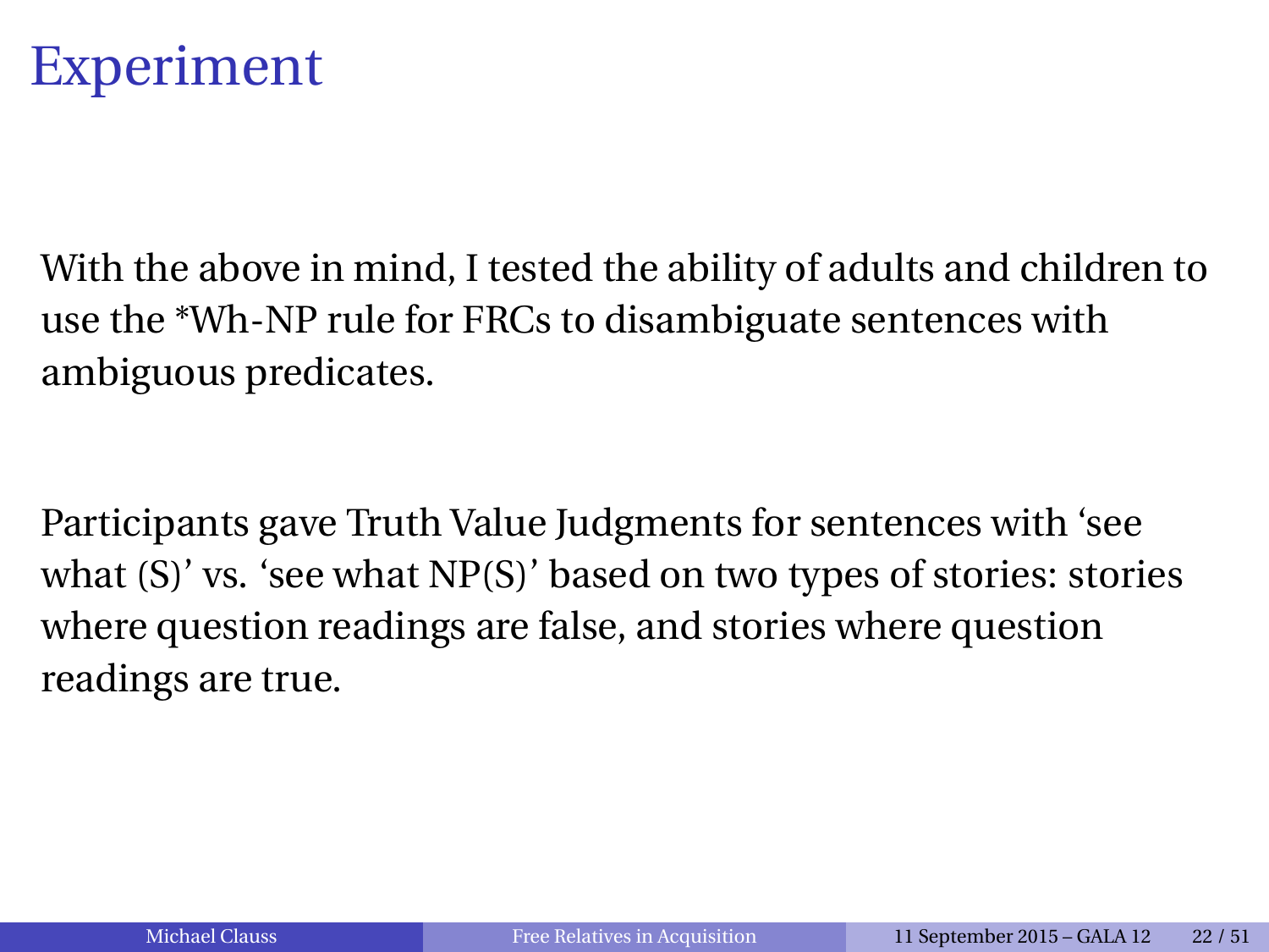# Experiment

With the above in mind, I tested the ability of adults and children to use the *Wh-NP rule for FRCs to disambiguate sentences with ambiguous predicates.

Participants gave Truth Value Judgments for sentences with 'see what (S)' vs. 'see what NP(S)' based on two types of stories: stories where question readings are false, and stories where question readings are true.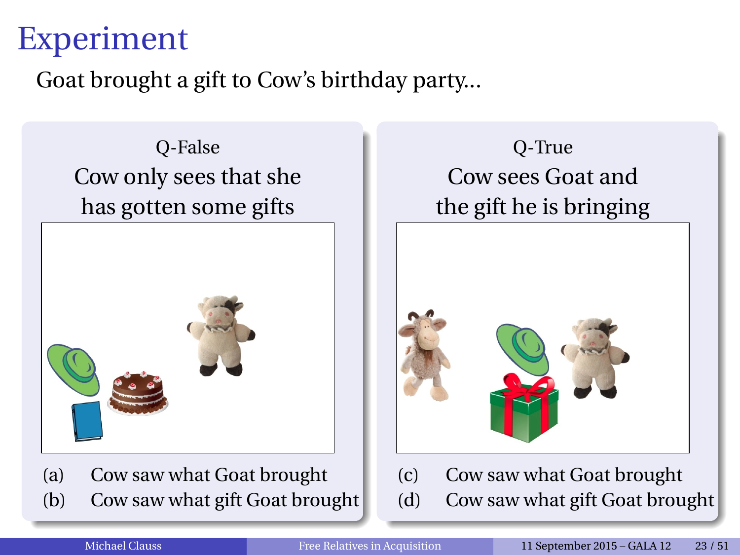# Experiment

Goat brought a gift to Cow's birthday party...

**Q-False**

Cow only sees that she has gotten some gifts

(a) Cow saw what Goat brought

(b) Cow saw what gift Goat brought

**Q-True**

Cow sees Goat and the gift he is bringing

(c) Cow saw what Goat brought

(d) Cow saw what gift Goat brought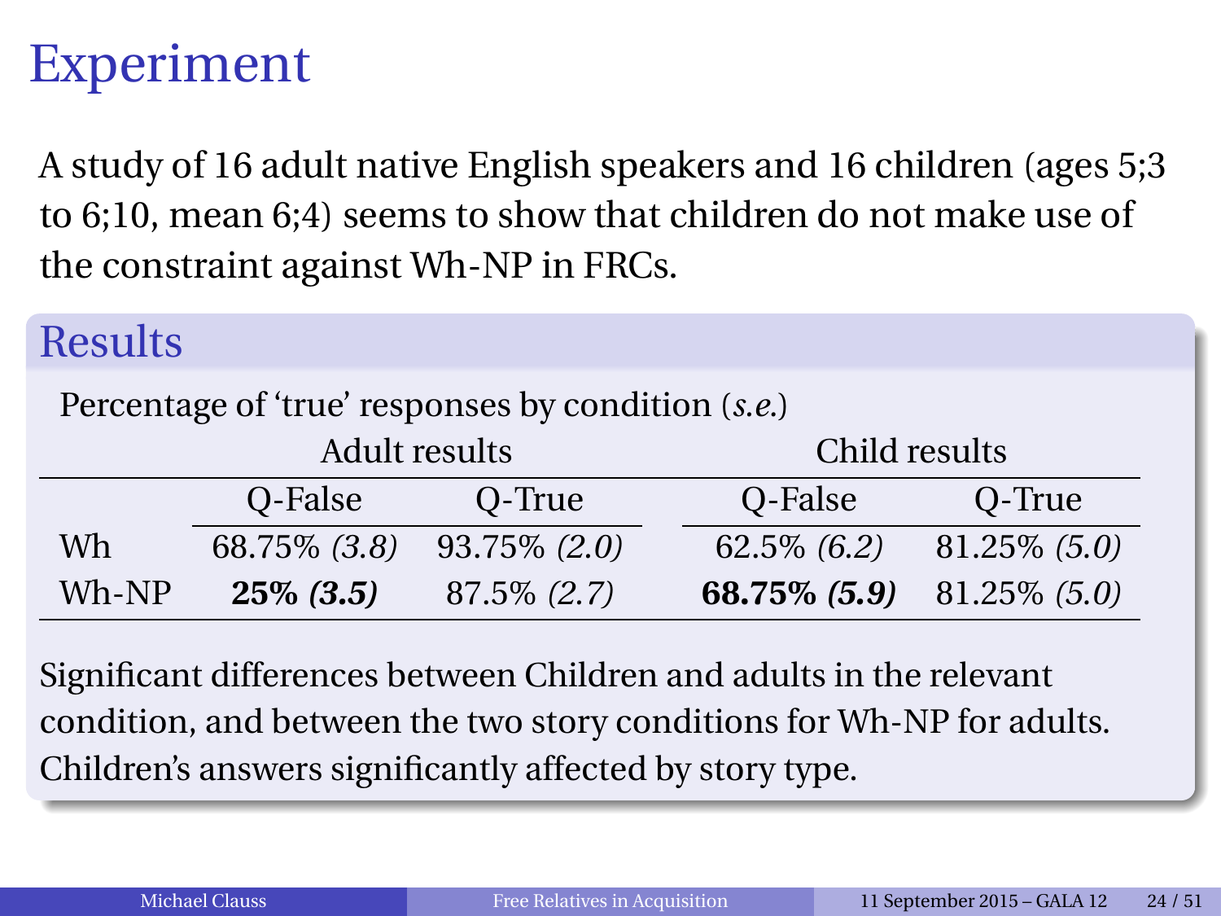# Experiment

A study of 16 adult native English speakers and 16 children (ages 5;3 to 6;10, mean 6;4) seems to show that children do not make use of the constraint against Wh-NP in FRCs.

## Results

Percentage of 'true' responses by condition (*s.e.*)

| | Adult results | | Child results | |
|---|---|---|---|---|
| | Q-False | Q-True | Q-False | Q-True |
| Wh | 68.75% *(3.8)* | 93.75% *(2.0)* | 62.5% *(6.2)* | 81.25% *(5.0)* |
| Wh-NP | **25% *(3.5)*** | 87.5% *(2.7)* | **68.75% *(5.9)*** | 81.25% *(5.0)* |

Significant differences between Children and adults in the relevant condition, and between the two story conditions for Wh-NP for adults. Children's answers significantly affected by story type.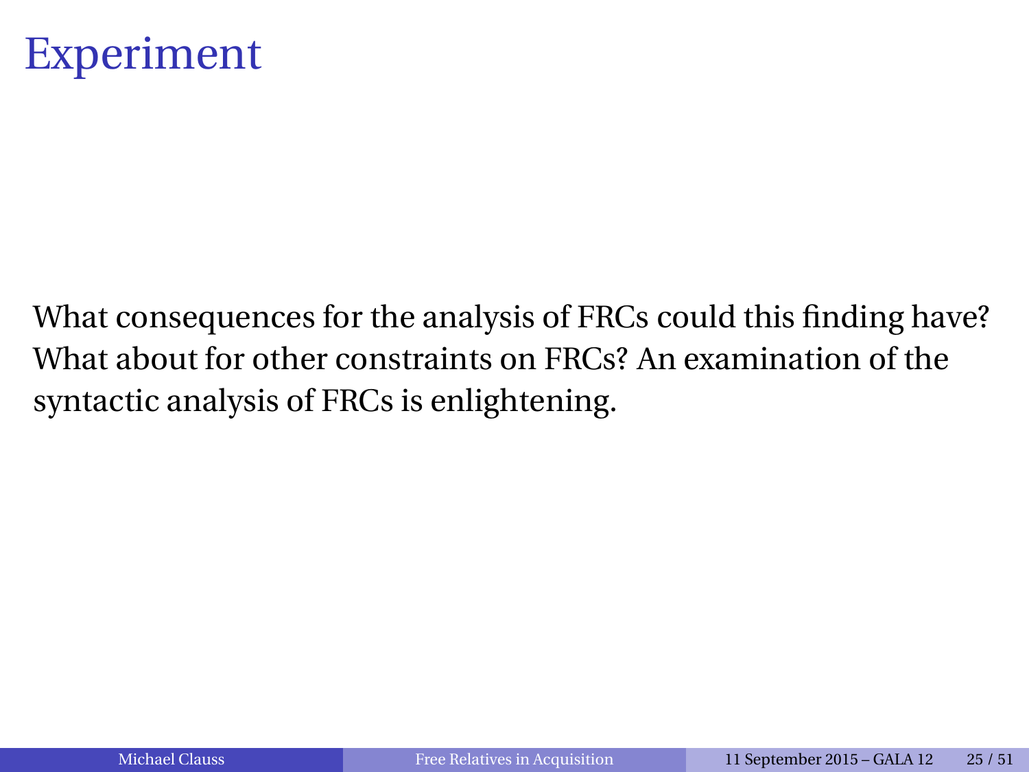# Experiment

What consequences for the analysis of FRCs could this finding have? What about for other constraints on FRCs? An examination of the syntactic analysis of FRCs is enlightening.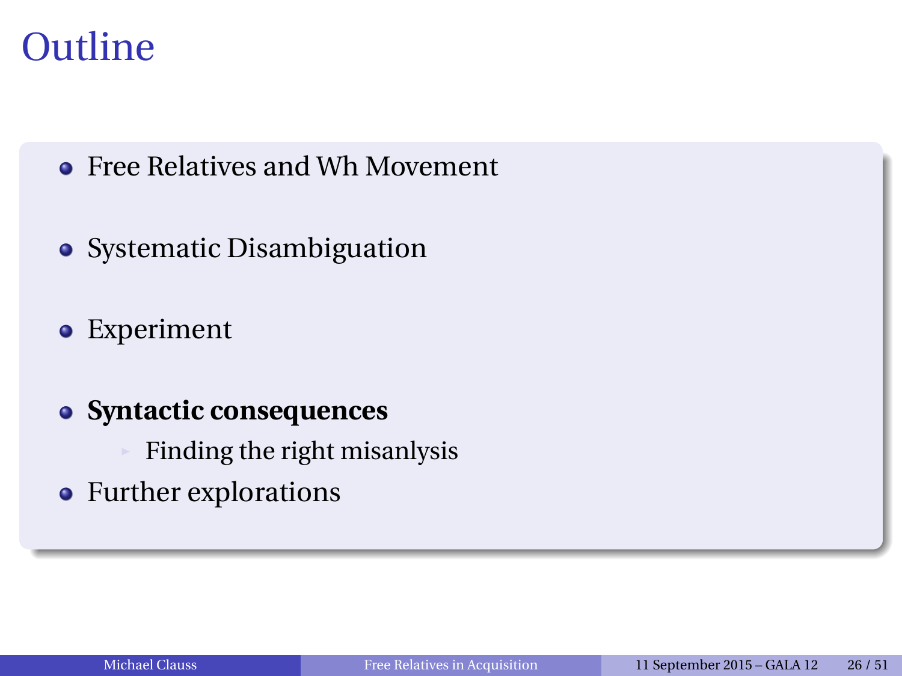# Outline

- Free Relatives and Wh Movement
- Systematic Disambiguation
- Experiment
- **Syntactic consequences**
  - Finding the right misanlysis
- Further explorations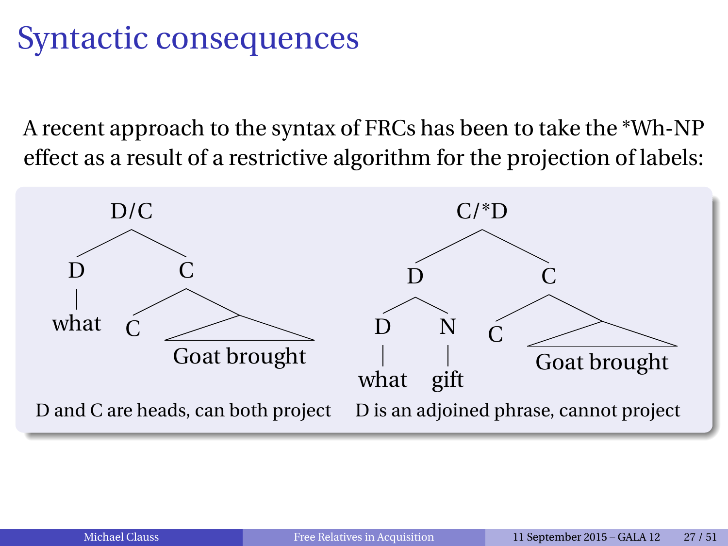# Syntactic consequences

A recent approach to the syntax of FRCs has been to take the *Wh-NP effect as a result of a restrictive algorithm for the projection of labels:

```
        D/C                              C/*D
       /   \                           /      \
      D     C                         D        C
      |    / \                       / \      / \
    what  C  Goat brought           D   N    C  Goat brought
                                    |   |
                                  what gift
```

D and C are heads, can both project | D is an adjoined phrase, cannot project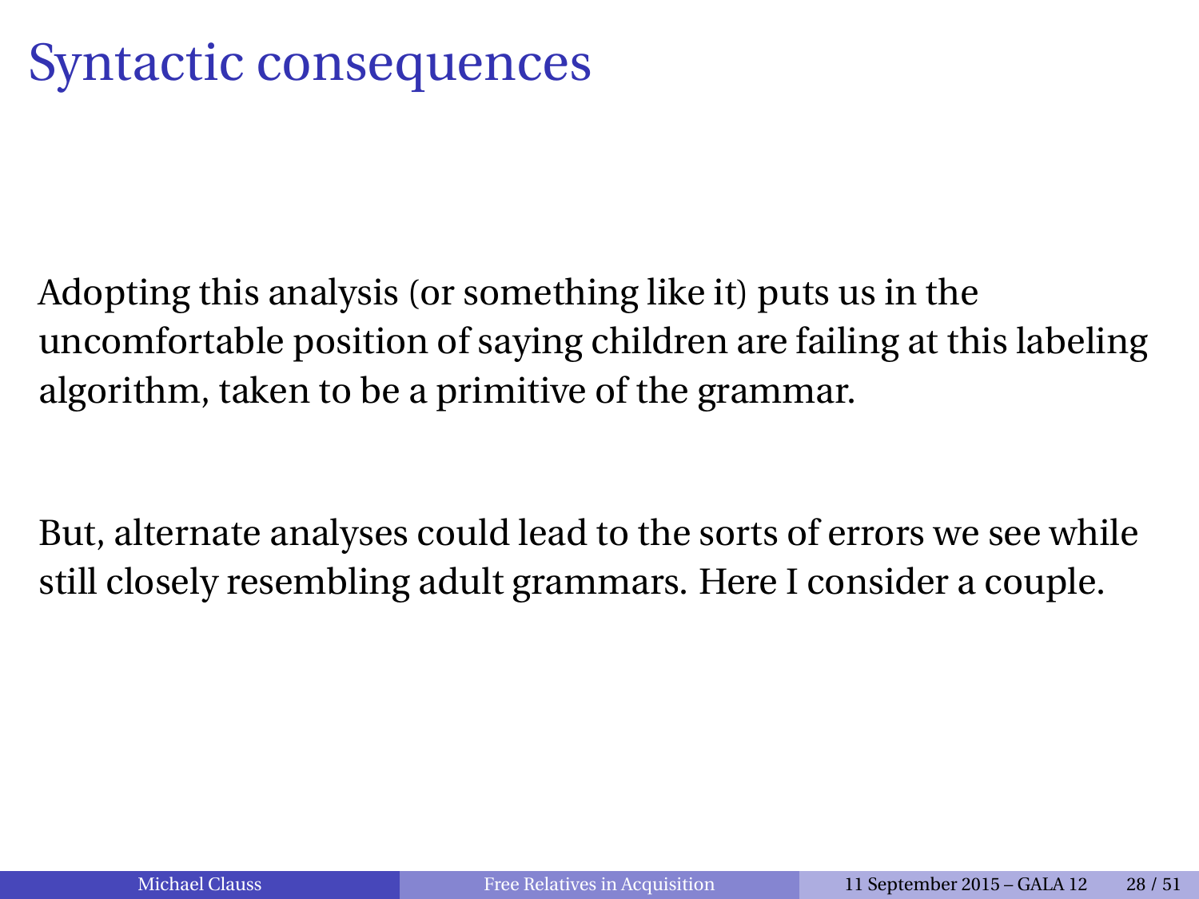# Syntactic consequences

Adopting this analysis (or something like it) puts us in the uncomfortable position of saying children are failing at this labeling algorithm, taken to be a primitive of the grammar.

But, alternate analyses could lead to the sorts of errors we see while still closely resembling adult grammars. Here I consider a couple.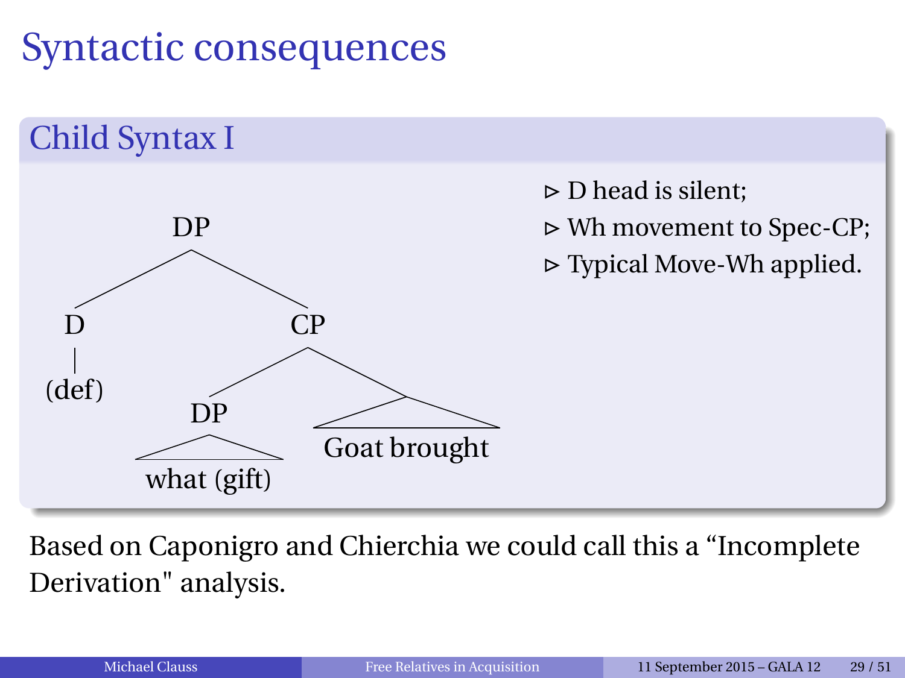# Syntactic consequences

## Child Syntax I

```
            DP
          /    \
         D      CP
         |     /   \
       (def)  DP    Goat brought
              |
         what (gift)
```

- ▷ D head is silent;
- ▷ Wh movement to Spec-CP;
- ▷ Typical Move-Wh applied.

Based on Caponigro and Chierchia we could call this a "Incomplete Derivation" analysis.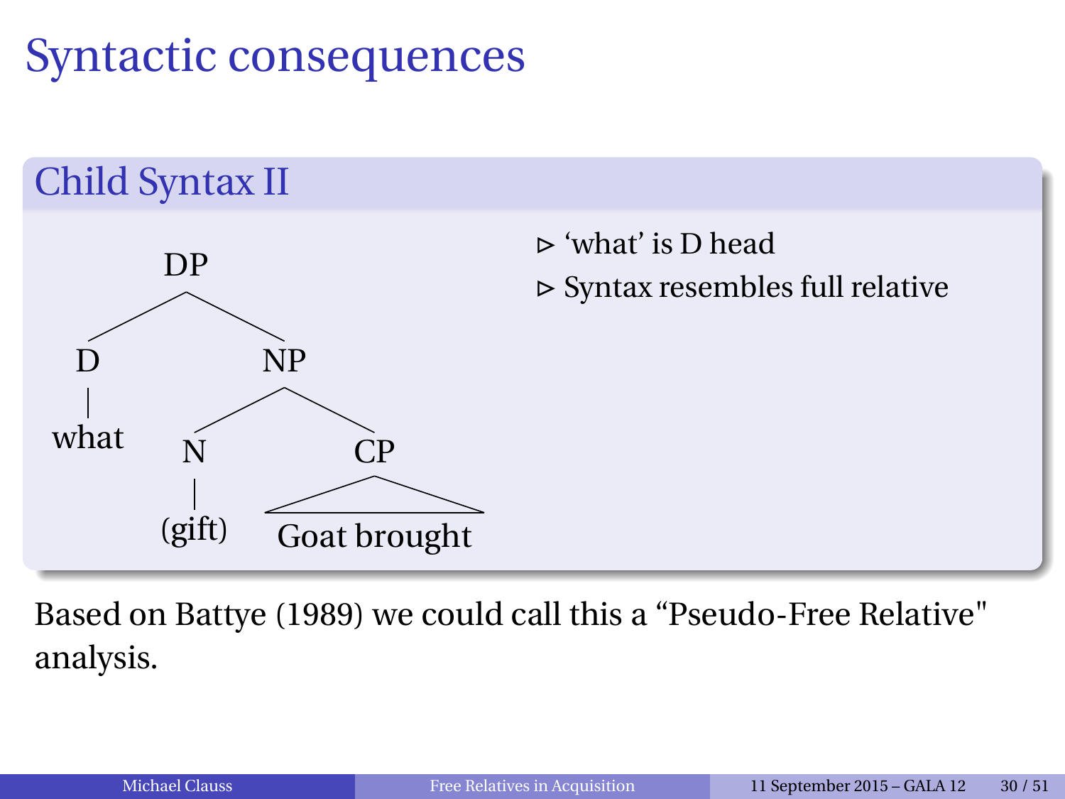# Syntactic consequences

## Child Syntax II

```
            DP
          /    \
         D      NP
         |     /   \
       what   N     CP
              |     /\
           (gift) Goat brought
```

- ▹ 'what' is D head
- ▹ Syntax resembles full relative

Based on Battye (1989) we could call this a "Pseudo-Free Relative" analysis.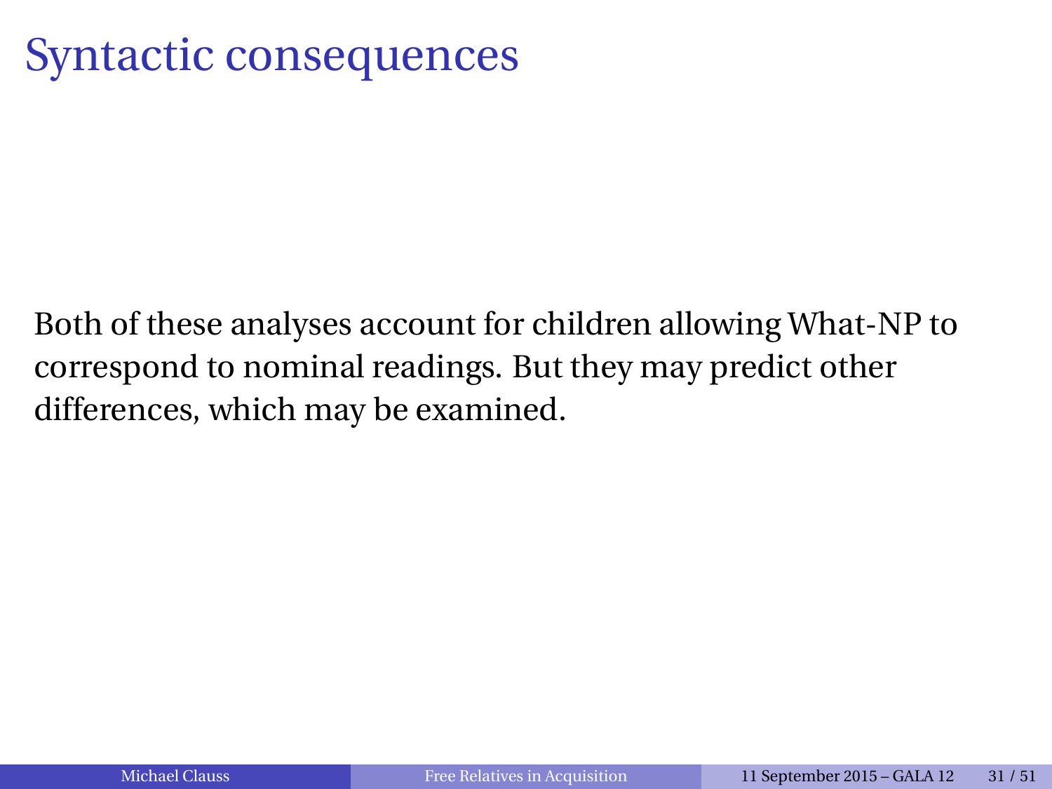# Syntactic consequences

Both of these analyses account for children allowing What-NP to correspond to nominal readings. But they may predict other differences, which may be examined.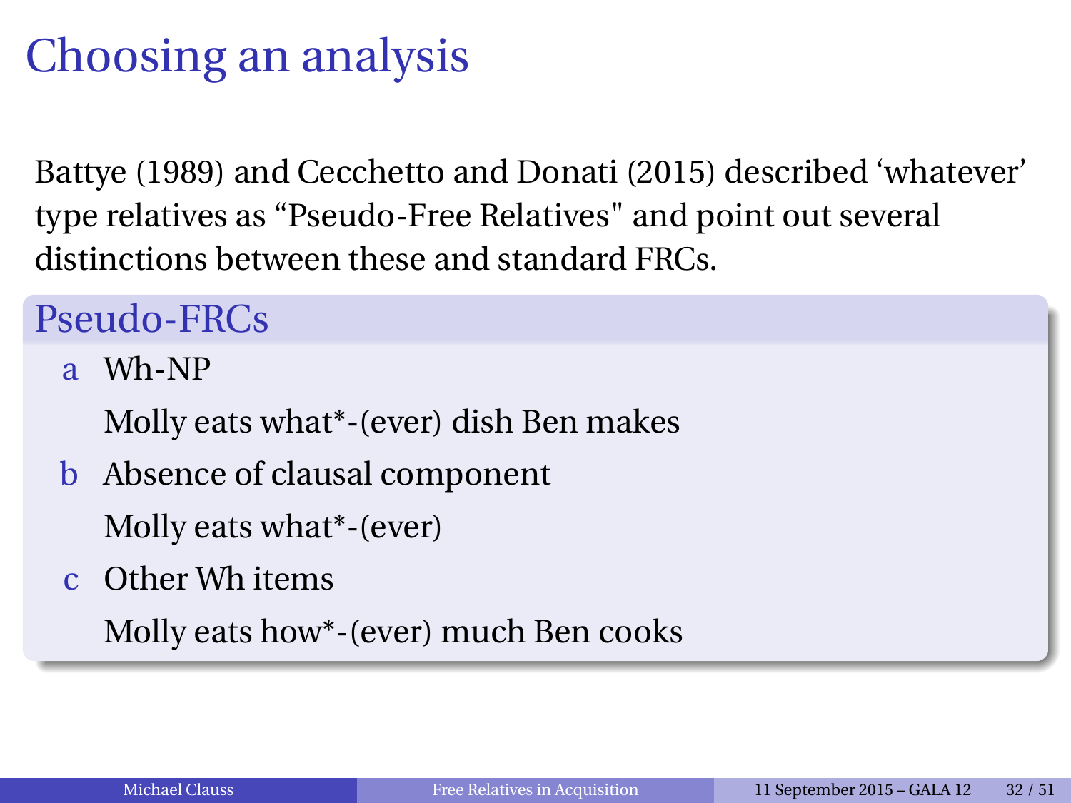# Choosing an analysis

Battye (1989) and Cecchetto and Donati (2015) described ‘whatever’ type relatives as “Pseudo-Free Relatives" and point out several distinctions between these and standard FRCs.

## Pseudo-FRCs

a Wh-NP

Molly eats what*-(ever) dish Ben makes

b Absence of clausal component

Molly eats what*-(ever)

c Other Wh items

Molly eats how*-(ever) much Ben cooks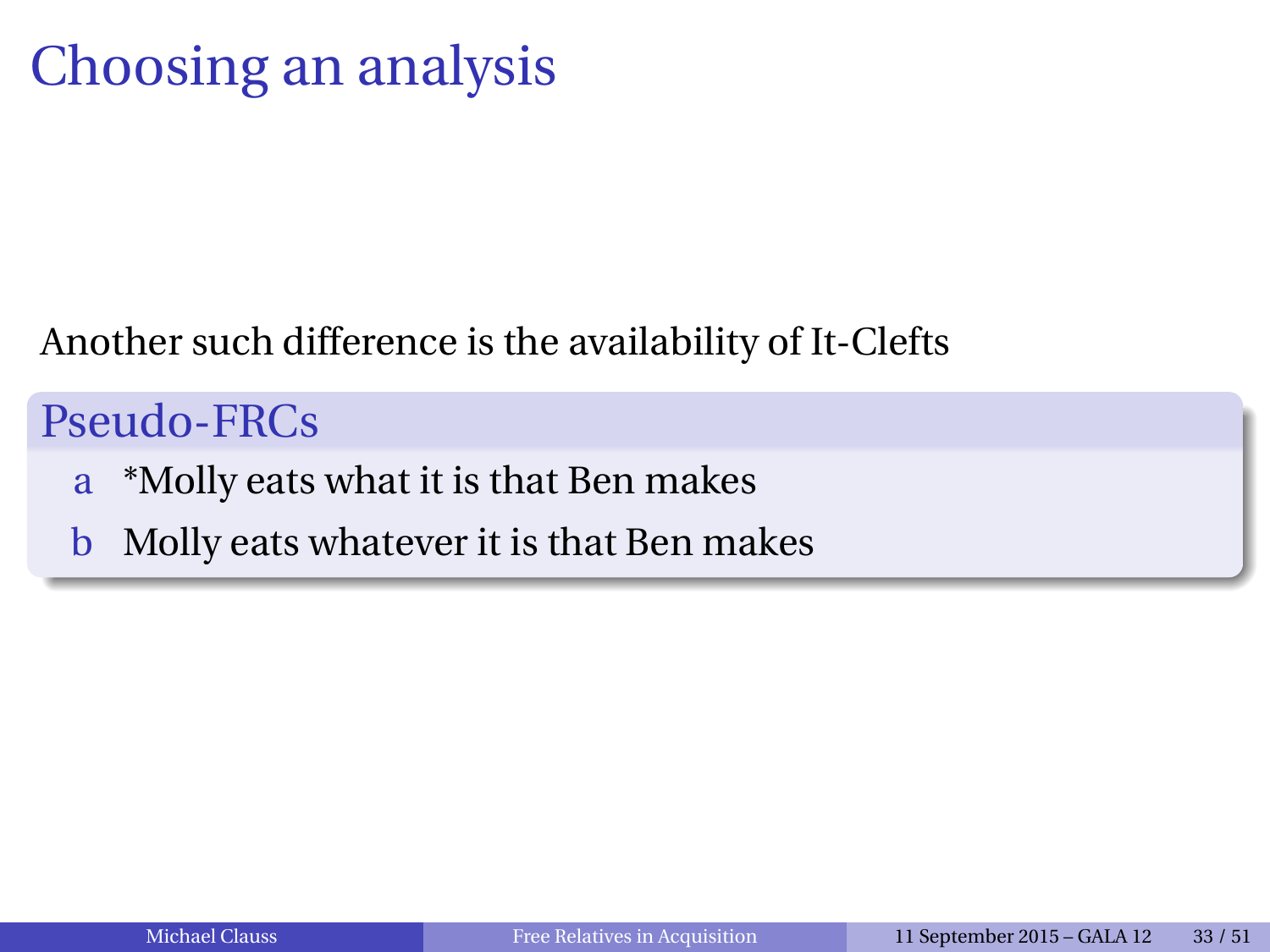# Choosing an analysis

Another such difference is the availability of It-Clefts

**Pseudo-FRCs**

a *Molly eats what it is that Ben makes

b Molly eats whatever it is that Ben makes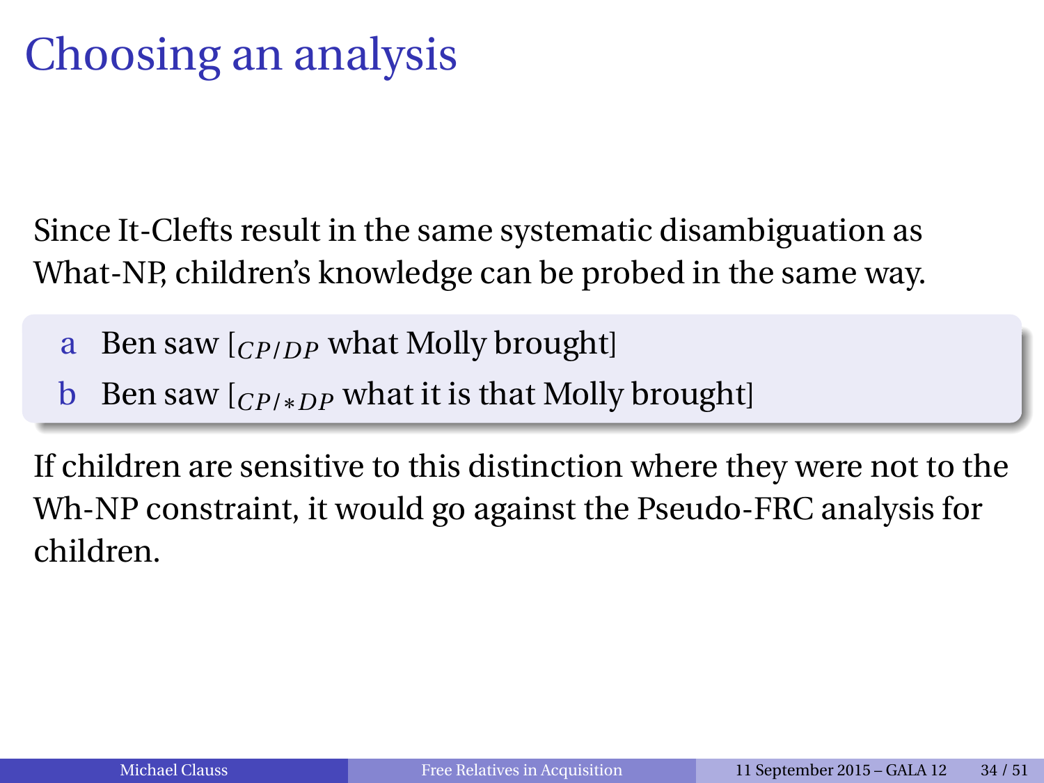# Choosing an analysis

Since It-Clefts result in the same systematic disambiguation as What-NP, children's knowledge can be probed in the same way.

a Ben saw [$_{CP/DP}$ what Molly brought]

b Ben saw [$_{CP/*DP}$ what it is that Molly brought]

If children are sensitive to this distinction where they were not to the Wh-NP constraint, it would go against the Pseudo-FRC analysis for children.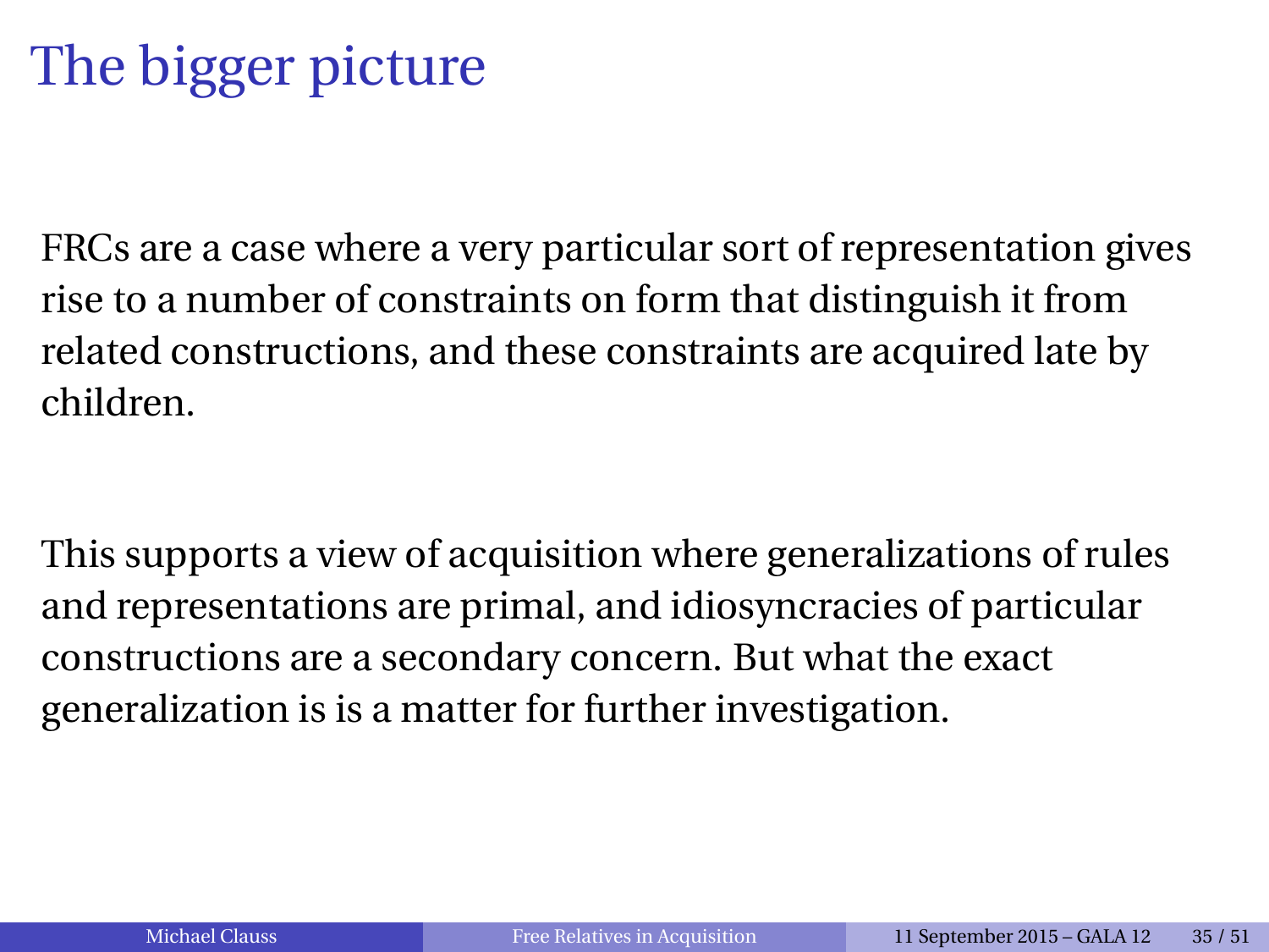# The bigger picture

FRCs are a case where a very particular sort of representation gives rise to a number of constraints on form that distinguish it from related constructions, and these constraints are acquired late by children.

This supports a view of acquisition where generalizations of rules and representations are primal, and idiosyncracies of particular constructions are a secondary concern. But what the exact generalization is is a matter for further investigation.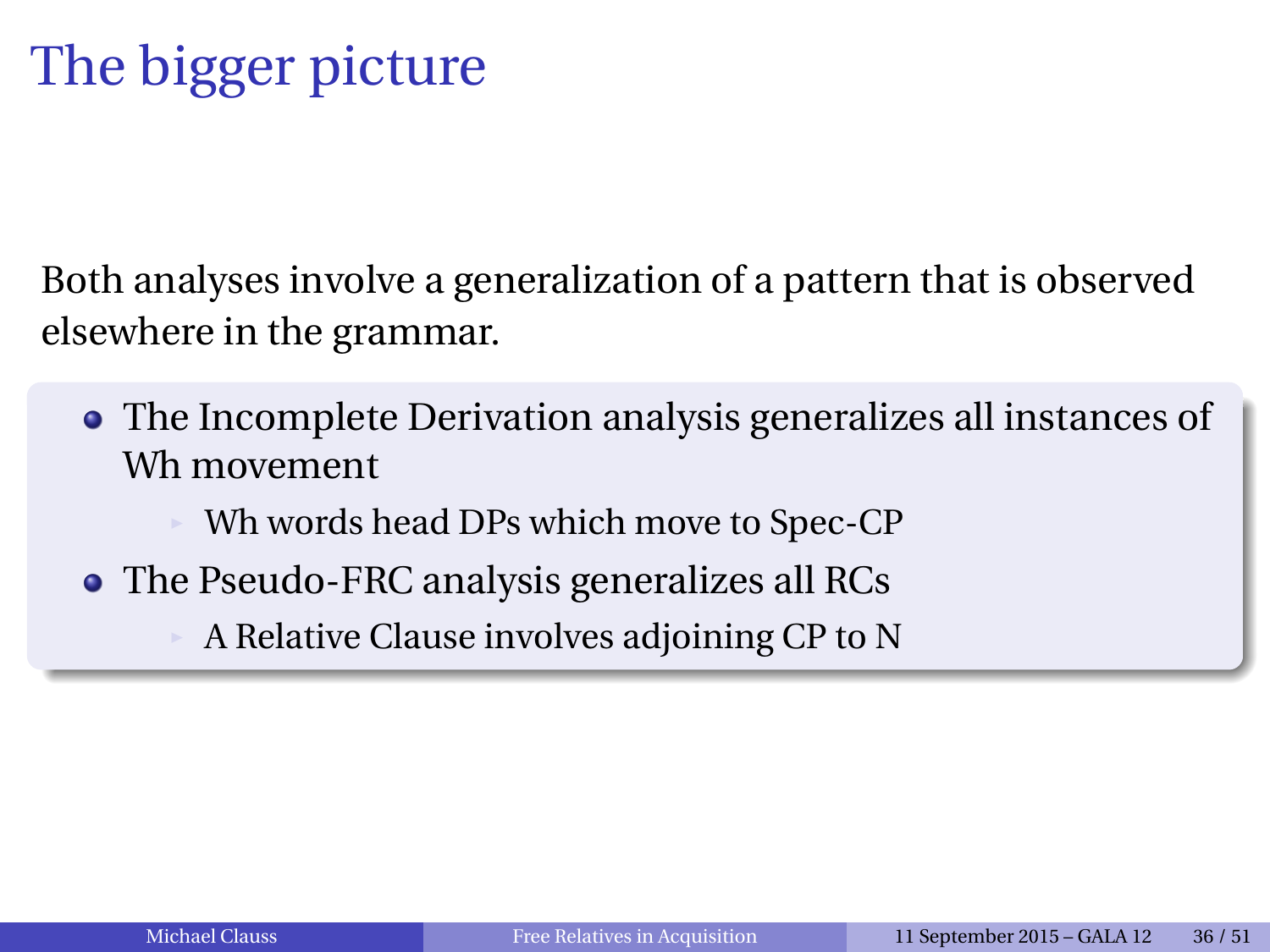# The bigger picture

Both analyses involve a generalization of a pattern that is observed elsewhere in the grammar.

- The Incomplete Derivation analysis generalizes all instances of Wh movement
  - Wh words head DPs which move to Spec-CP
- The Pseudo-FRC analysis generalizes all RCs
  - A Relative Clause involves adjoining CP to N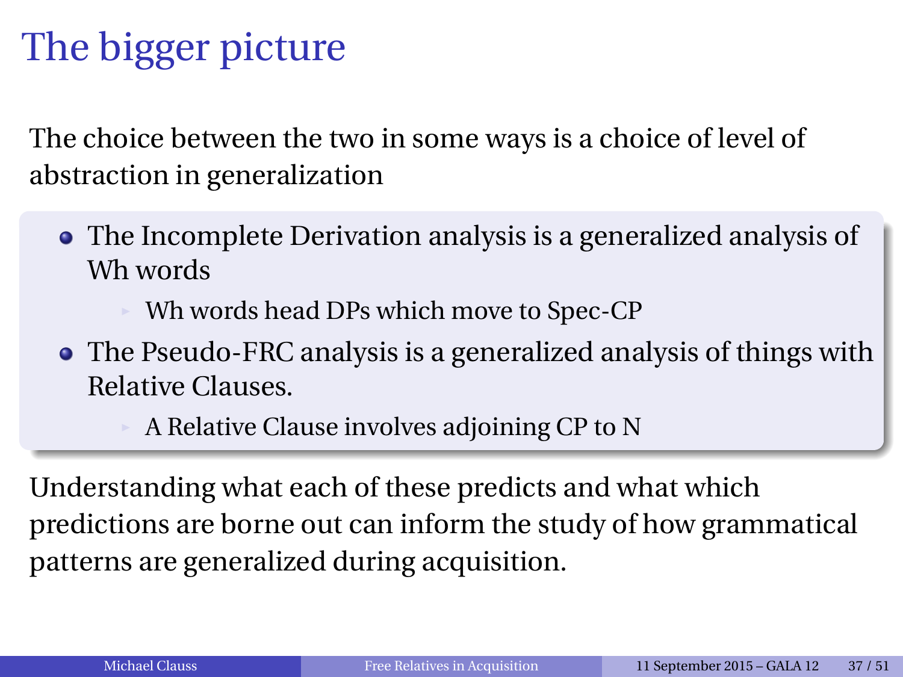# The bigger picture

The choice between the two in some ways is a choice of level of abstraction in generalization

- The Incomplete Derivation analysis is a generalized analysis of Wh words
  - Wh words head DPs which move to Spec-CP
- The Pseudo-FRC analysis is a generalized analysis of things with Relative Clauses.
  - A Relative Clause involves adjoining CP to N

Understanding what each of these predicts and what which predictions are borne out can inform the study of how grammatical patterns are generalized during acquisition.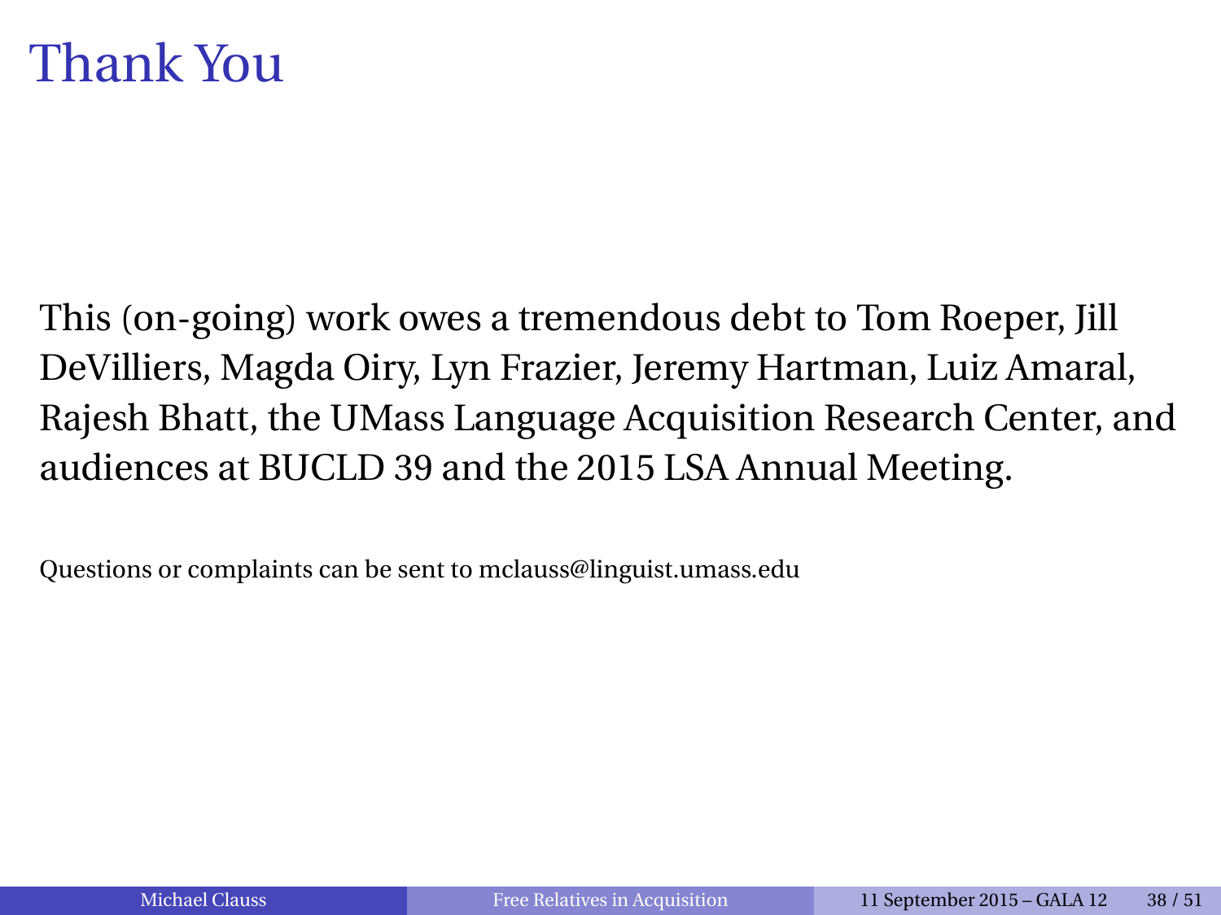# Thank You

This (on-going) work owes a tremendous debt to Tom Roeper, Jill DeVilliers, Magda Oiry, Lyn Frazier, Jeremy Hartman, Luiz Amaral, Rajesh Bhatt, the UMass Language Acquisition Research Center, and audiences at BUCLD 39 and the 2015 LSA Annual Meeting.

Questions or complaints can be sent to mclauss@linguist.umass.edu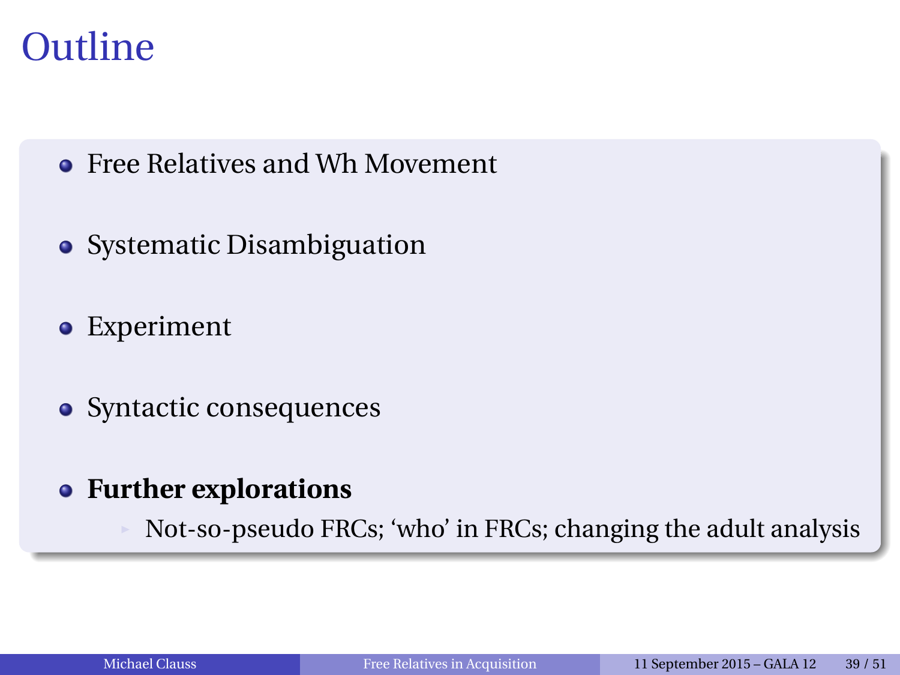# Outline

- Free Relatives and Wh Movement
- Systematic Disambiguation
- Experiment
- Syntactic consequences
- **Further explorations**
  - Not-so-pseudo FRCs; 'who' in FRCs; changing the adult analysis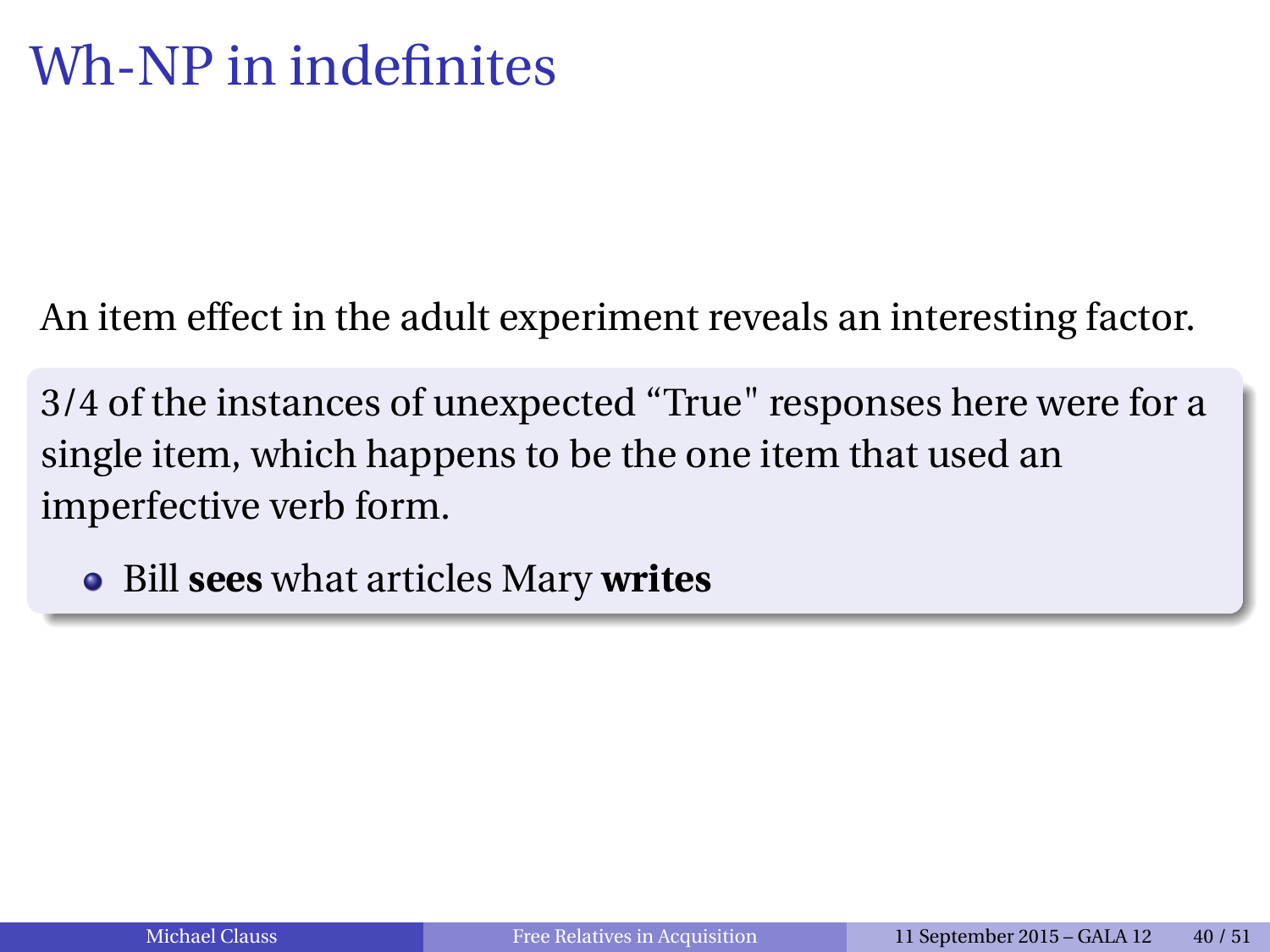# Wh-NP in indefinites

An item effect in the adult experiment reveals an interesting factor.

3/4 of the instances of unexpected “True" responses here were for a single item, which happens to be the one item that used an imperfective verb form.

- Bill **sees** what articles Mary **writes**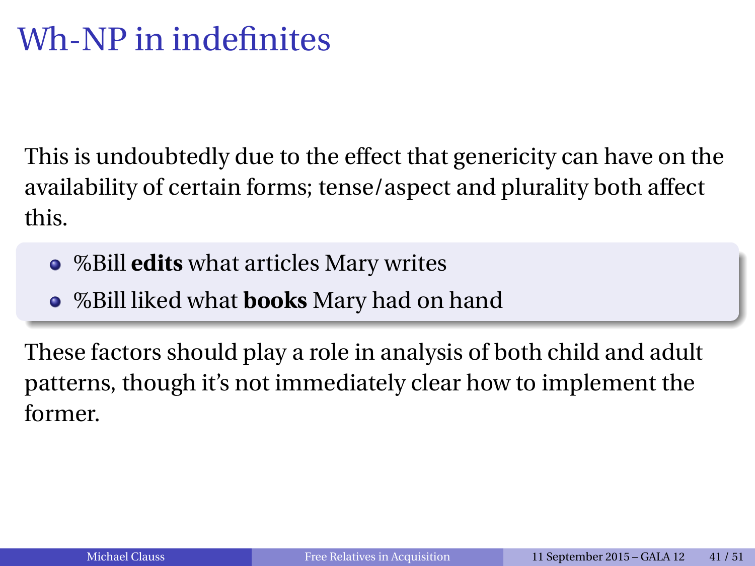# Wh-NP in indefinites

This is undoubtedly due to the effect that genericity can have on the availability of certain forms; tense/aspect and plurality both affect this.

- %Bill **edits** what articles Mary writes
- %Bill liked what **books** Mary had on hand

These factors should play a role in analysis of both child and adult patterns, though it's not immediately clear how to implement the former.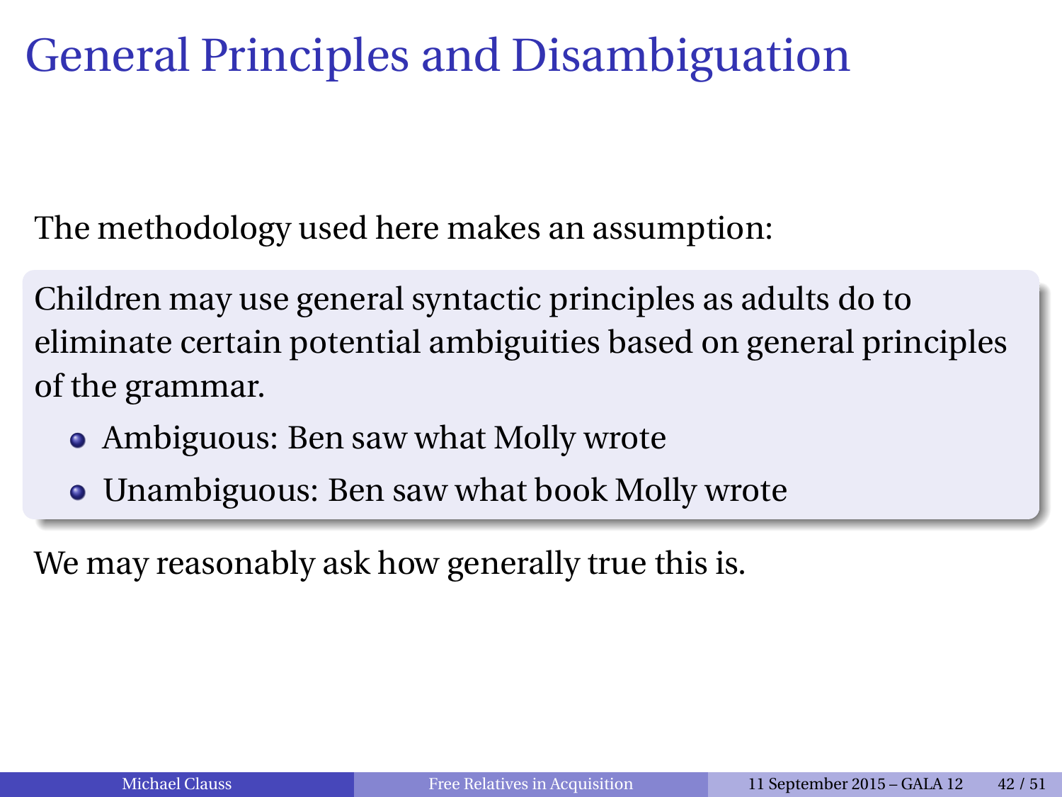# General Principles and Disambiguation

The methodology used here makes an assumption:

Children may use general syntactic principles as adults do to eliminate certain potential ambiguities based on general principles of the grammar.

- Ambiguous: Ben saw what Molly wrote
- Unambiguous: Ben saw what book Molly wrote

We may reasonably ask how generally true this is.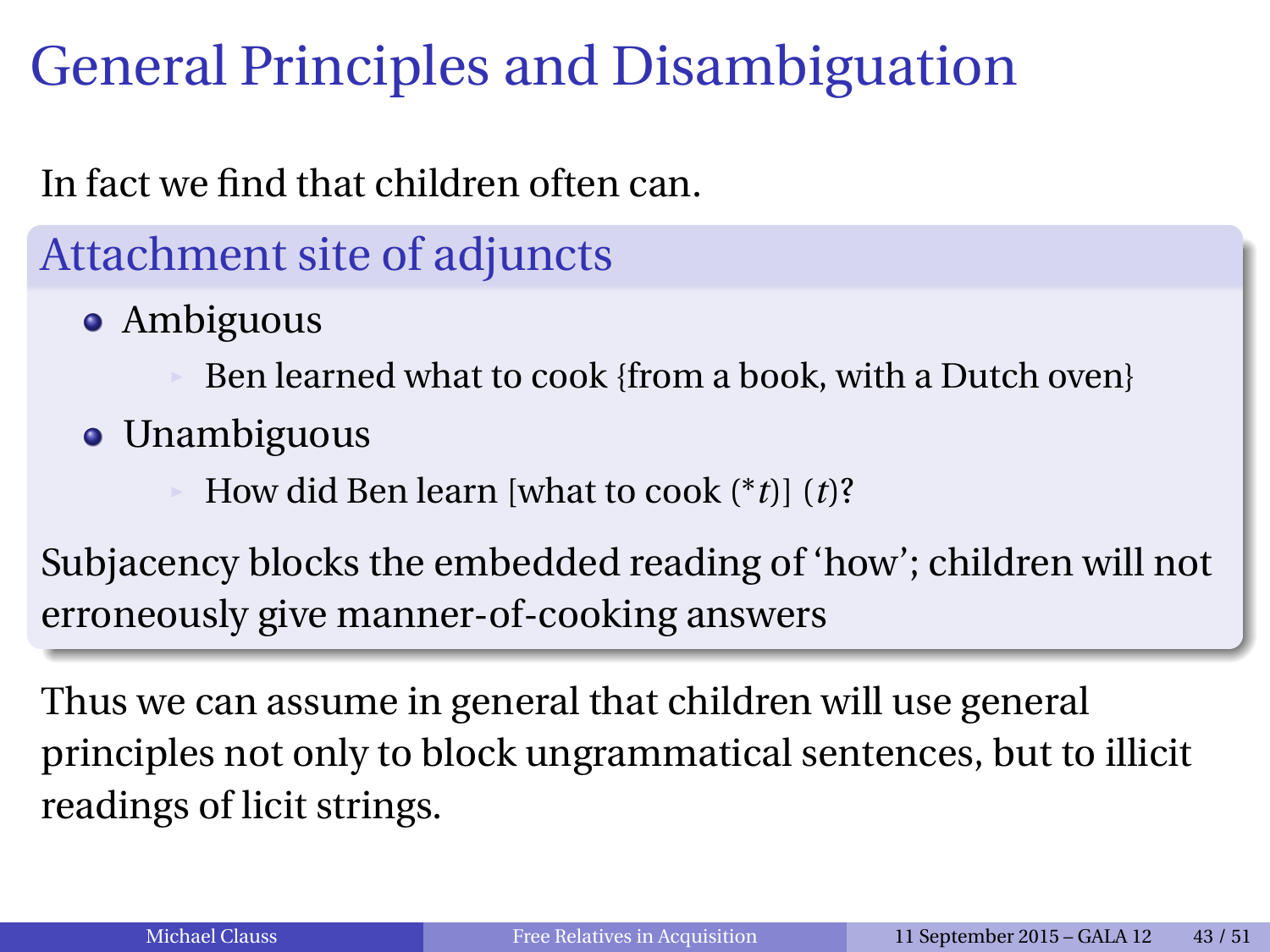# General Principles and Disambiguation

In fact we find that children often can.

### Attachment site of adjuncts

- Ambiguous
  - Ben learned what to cook {from a book, with a Dutch oven}
- Unambiguous
  - How did Ben learn [what to cook (**t*)] (*t*)?

Subjacency blocks the embedded reading of 'how'; children will not erroneously give manner-of-cooking answers

Thus we can assume in general that children will use general principles not only to block ungrammatical sentences, but to illicit readings of licit strings.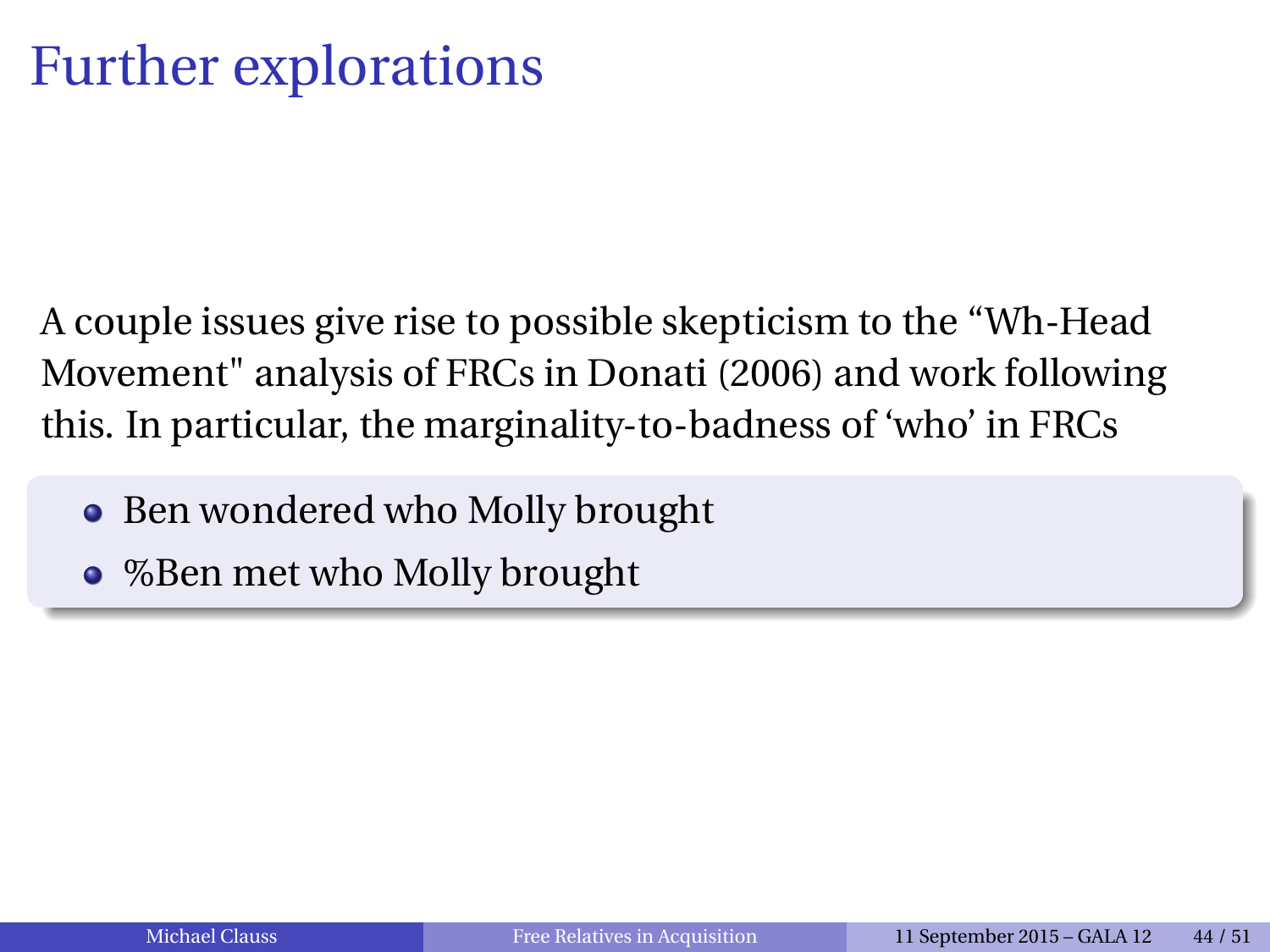# Further explorations

A couple issues give rise to possible skepticism to the “Wh-Head Movement" analysis of FRCs in Donati (2006) and work following this. In particular, the marginality-to-badness of ‘who’ in FRCs

- Ben wondered who Molly brought
- %Ben met who Molly brought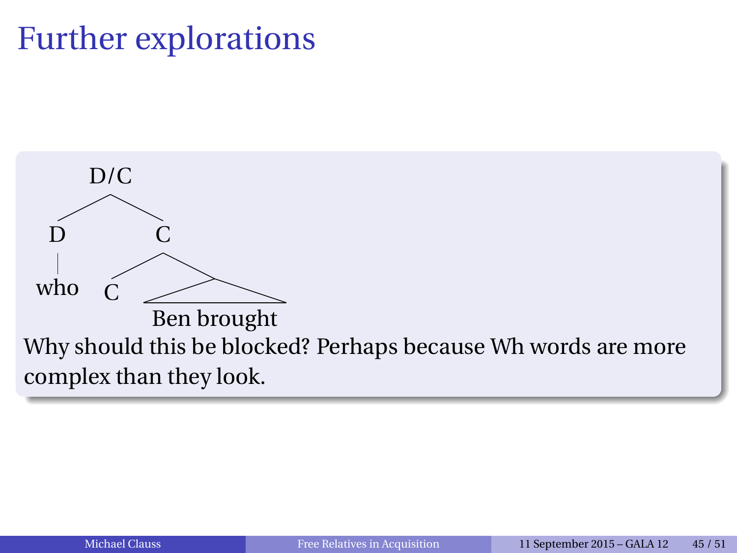# Further explorations

```
        D/C
       /   \
      D     C
      |    / \
     who  C   /\
             Ben brought
```

Why should this be blocked? Perhaps because Wh words are more complex than they look.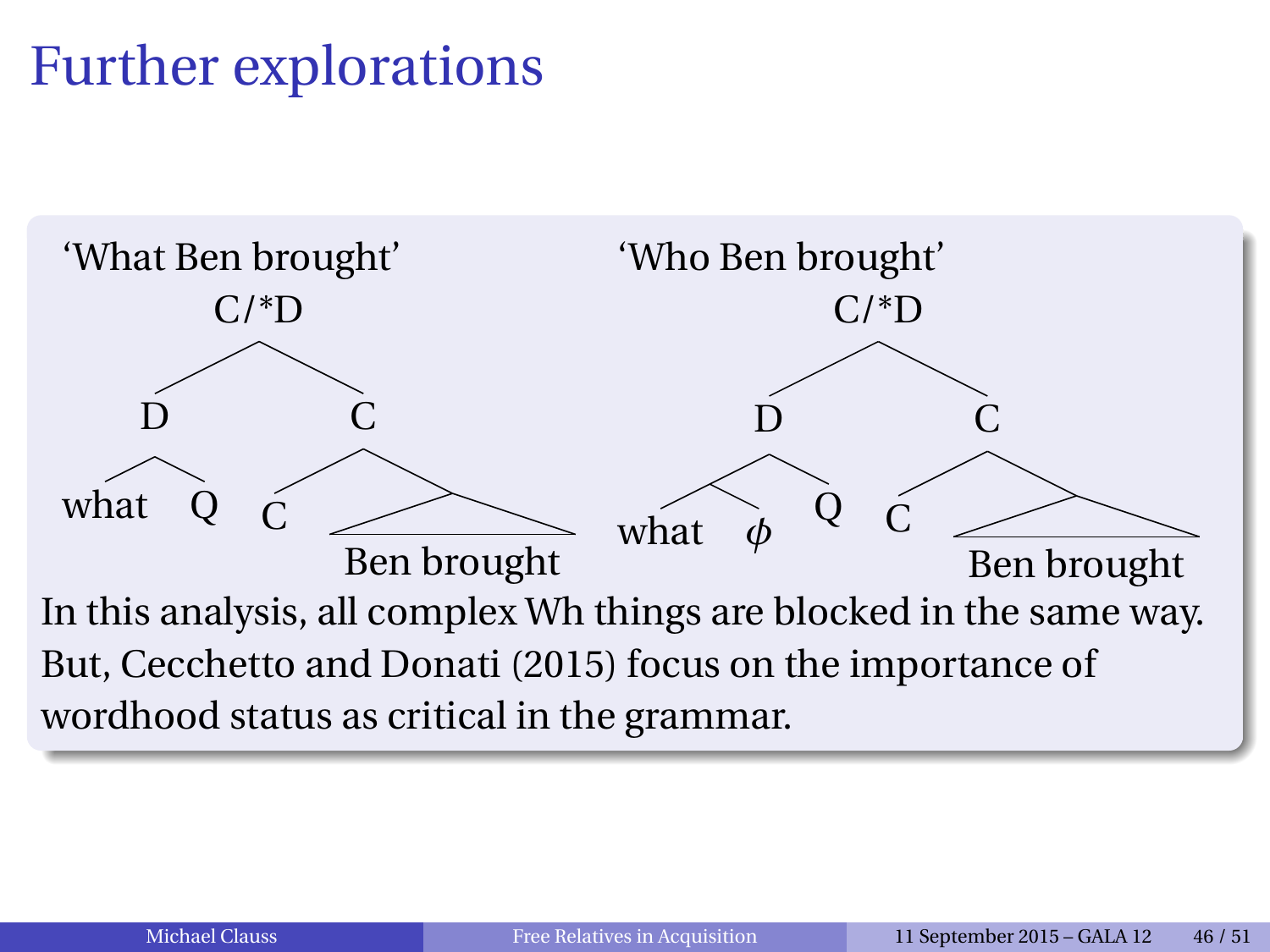# Further explorations

‘What Ben brought’

```
            C/*D
           /    \
          D      C
         / \    / \
      what  Q  C   Ben brought
```

‘Who Ben brought’

```
               C/*D
              /    \
             D      C
            / \    / \
           /\  Q  C   Ben brought
       what  φ
```

In this analysis, all complex Wh things are blocked in the same way. But, Cecchetto and Donati (2015) focus on the importance of wordhood status as critical in the grammar.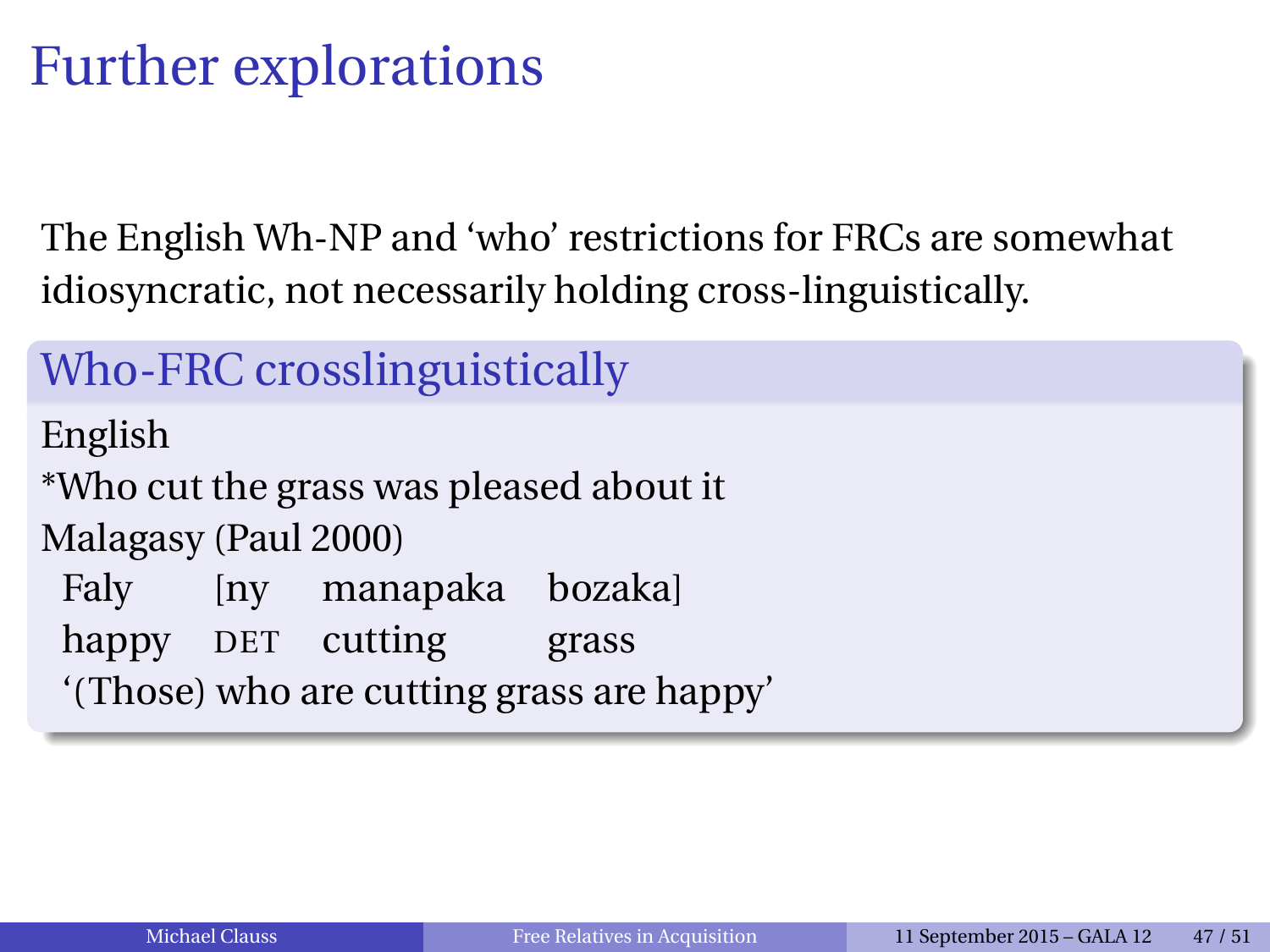# Further explorations

The English Wh-NP and ‘who’ restrictions for FRCs are somewhat idiosyncratic, not necessarily holding cross-linguistically.

## Who-FRC crosslinguistically

English

*Who cut the grass was pleased about it

Malagasy (Paul 2000)

| Faly | [ny | manapaka | bozaka] |
|---|---|---|---|
| happy | DET | cutting | grass |

‘(Those) who are cutting grass are happy’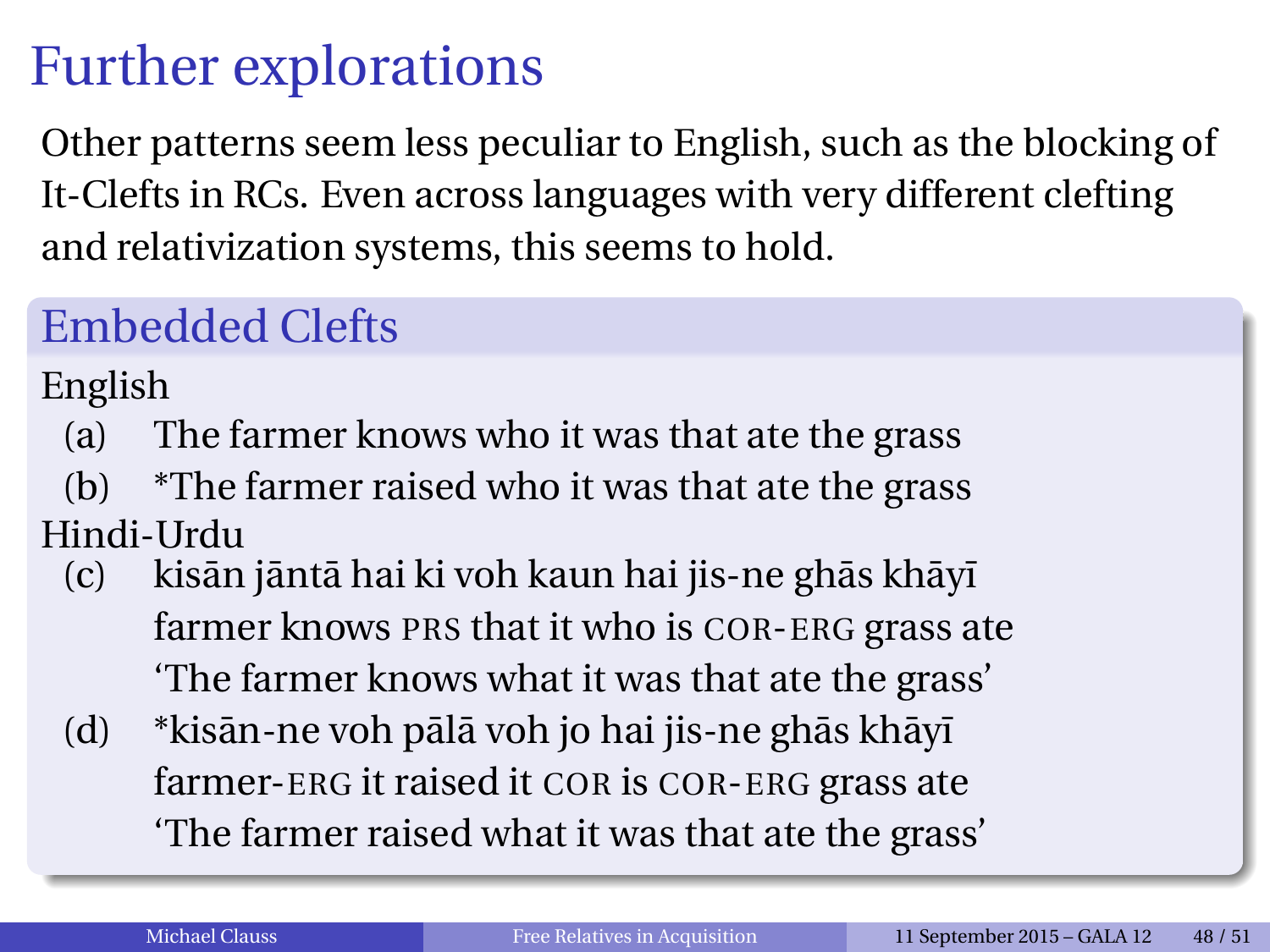# Further explorations

Other patterns seem less peculiar to English, such as the blocking of It-Clefts in RCs. Even across languages with very different clefting and relativization systems, this seems to hold.

## Embedded Clefts

English

(a) The farmer knows who it was that ate the grass

(b) *The farmer raised who it was that ate the grass

Hindi-Urdu

(c) kisān jāntā hai ki voh kaun hai jis-ne ghās khāyī
farmer knows PRS that it who is COR-ERG grass ate
'The farmer knows what it was that ate the grass'

(d) *kisān-ne voh pālā voh jo hai jis-ne ghās khāyī
farmer-ERG it raised it COR is COR-ERG grass ate
'The farmer raised what it was that ate the grass'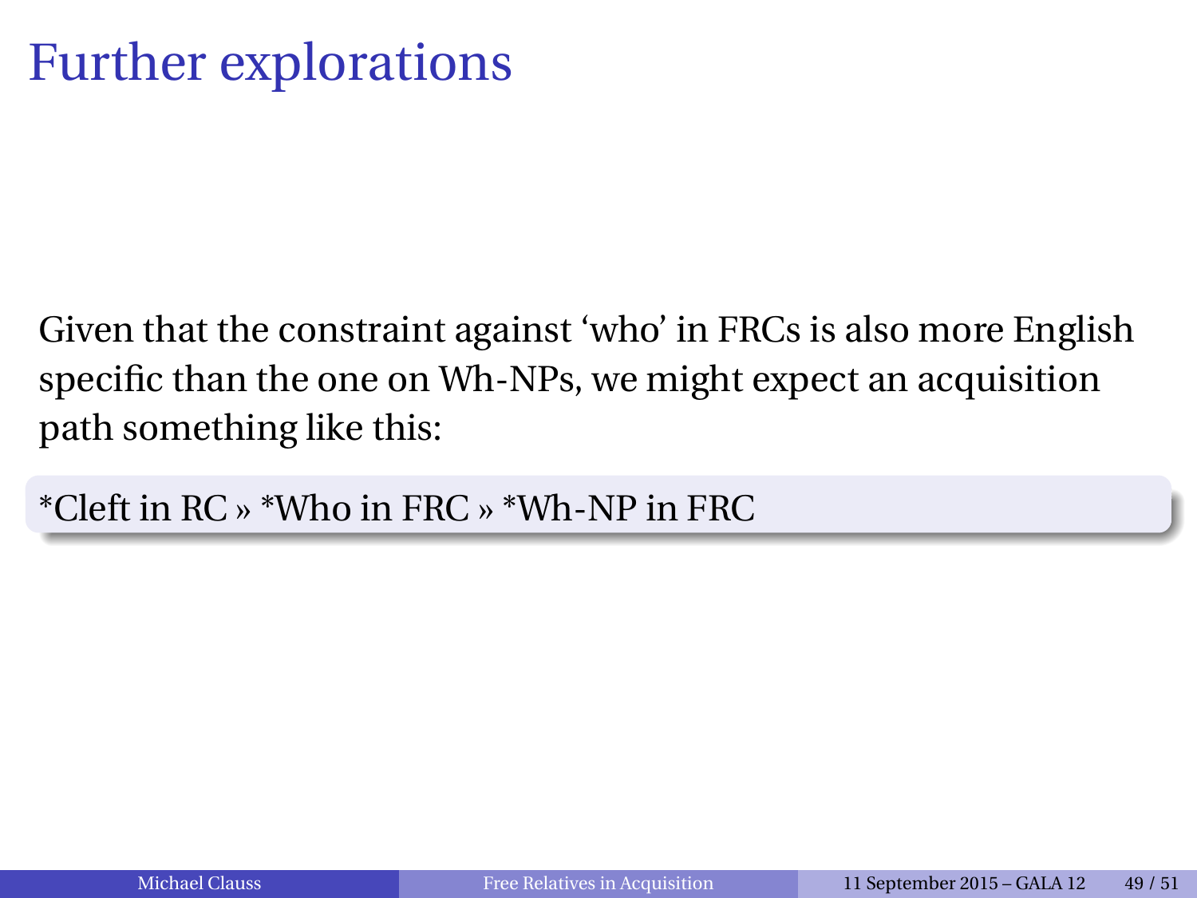# Further explorations

Given that the constraint against ‘who’ in FRCs is also more English specific than the one on Wh-NPs, we might expect an acquisition path something like this:

*Cleft in RC » *Who in FRC » *Wh-NP in FRC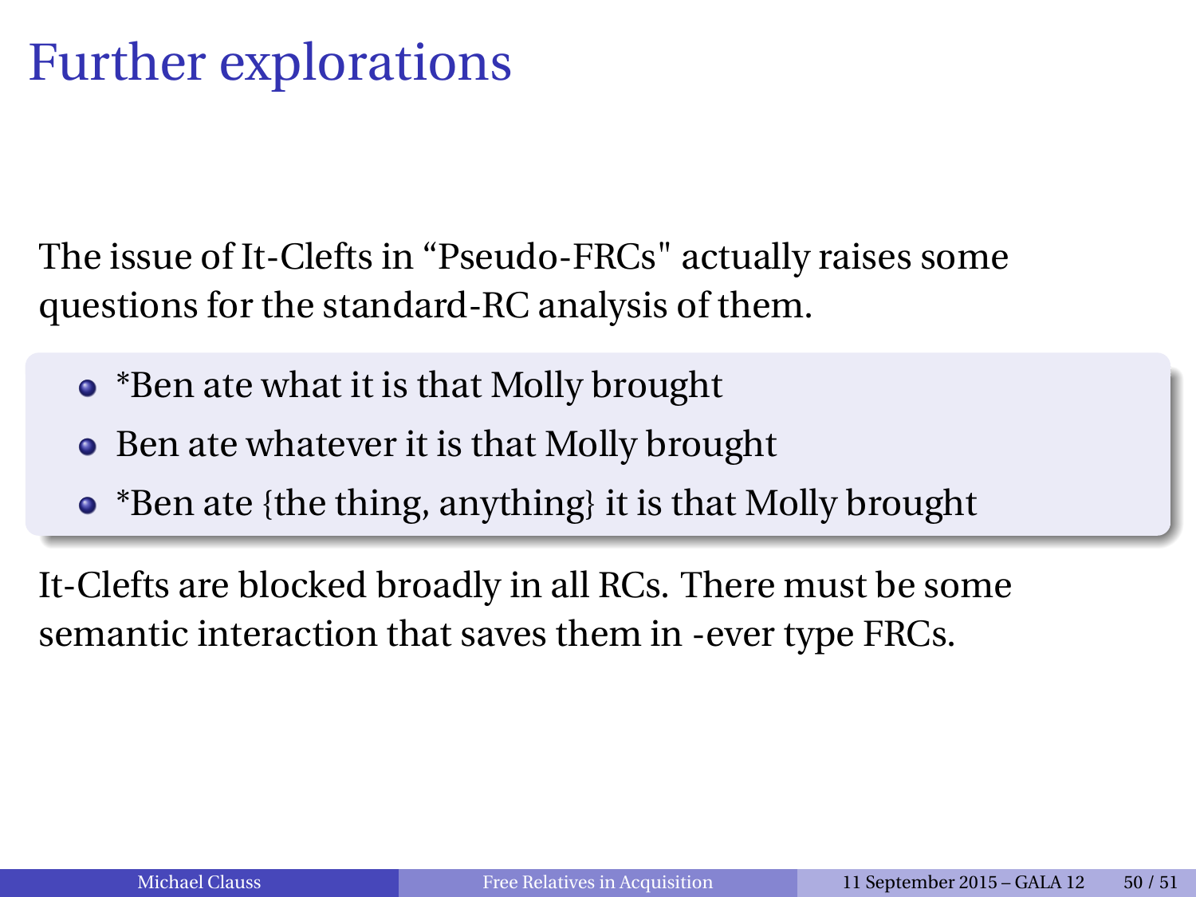# Further explorations

The issue of It-Clefts in “Pseudo-FRCs" actually raises some questions for the standard-RC analysis of them.

- *Ben ate what it is that Molly brought
- Ben ate whatever it is that Molly brought
- *Ben ate {the thing, anything} it is that Molly brought

It-Clefts are blocked broadly in all RCs. There must be some semantic interaction that saves them in -ever type FRCs.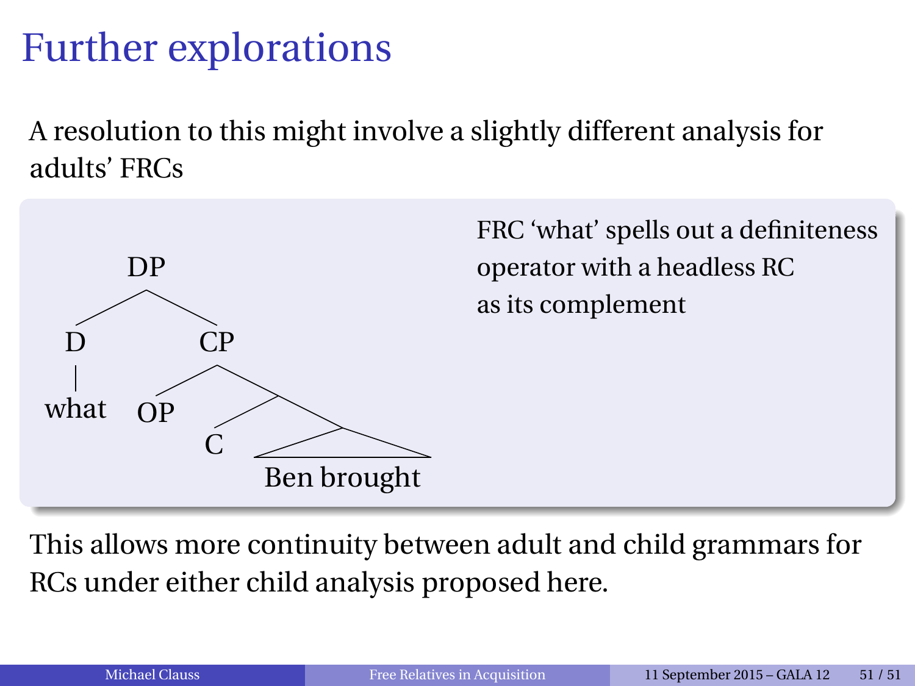# Further explorations

A resolution to this might involve a slightly different analysis for adults' FRCs

DP

D — what

CP

OP

C

Ben brought

FRC 'what' spells out a definiteness operator with a headless RC as its complement

This allows more continuity between adult and child grammars for RCs under either child analysis proposed here.